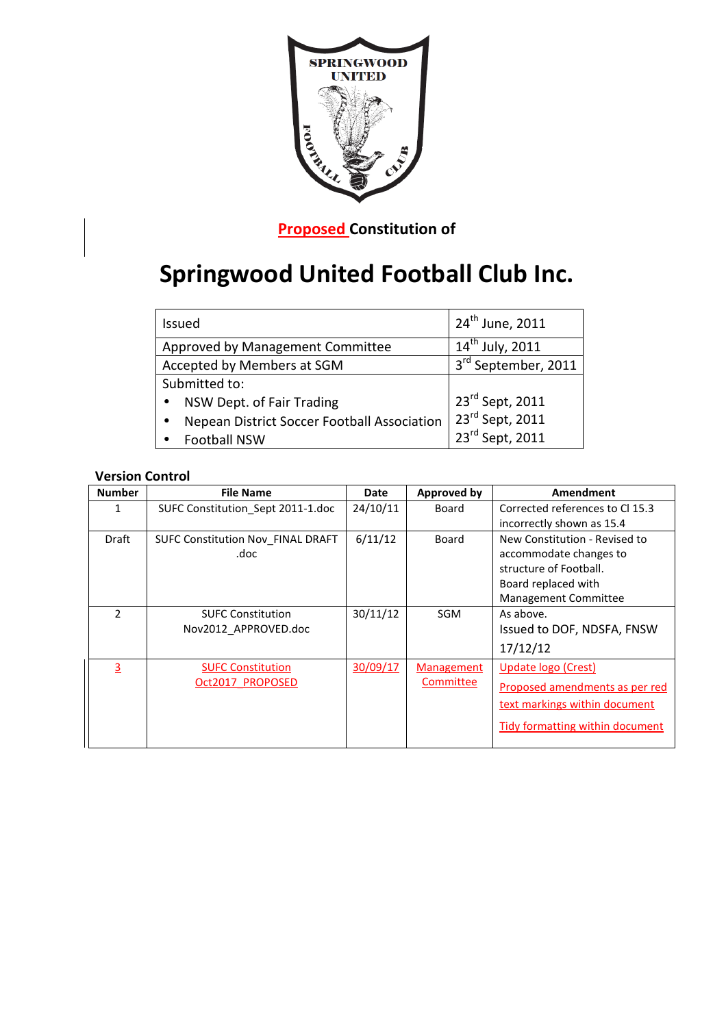**Proposed Constitution of**

# Springwood United Football Club Inc.

| | |
|---|---|
| Issued | 24th June, 2011 |
| Approved by Management Committee | 14th July, 2011 |
| Accepted by Members at SGM | 3rd September, 2011 |
| Submitted to:<br>• NSW Dept. of Fair Trading<br>• Nepean District Soccer Football Association<br>• Football NSW | <br>23rd Sept, 2011<br>23rd Sept, 2011<br>23rd Sept, 2011 |

**Version Control**

| Number | File Name | Date | Approved by | Amendment |
|---|---|---|---|---|
| 1 | SUFC Constitution_Sept 2011-1.doc | 24/10/11 | Board | Corrected references to Cl 15.3 incorrectly shown as 15.4 |
| Draft | SUFC Constitution Nov_FINAL DRAFT .doc | 6/11/12 | Board | New Constitution - Revised to accommodate changes to structure of Football. Board replaced with Management Committee |
| 2 | SUFC Constitution Nov2012_APPROVED.doc | 30/11/12 | SGM | As above. Issued to DOF, NDSFA, FNSW 17/12/12 |
| 3 | SUFC Constitution Oct2017_PROPOSED | 30/09/17 | Management Committee | Update logo (Crest)<br>Proposed amendments as per red text markings within document<br>Tidy formatting within document |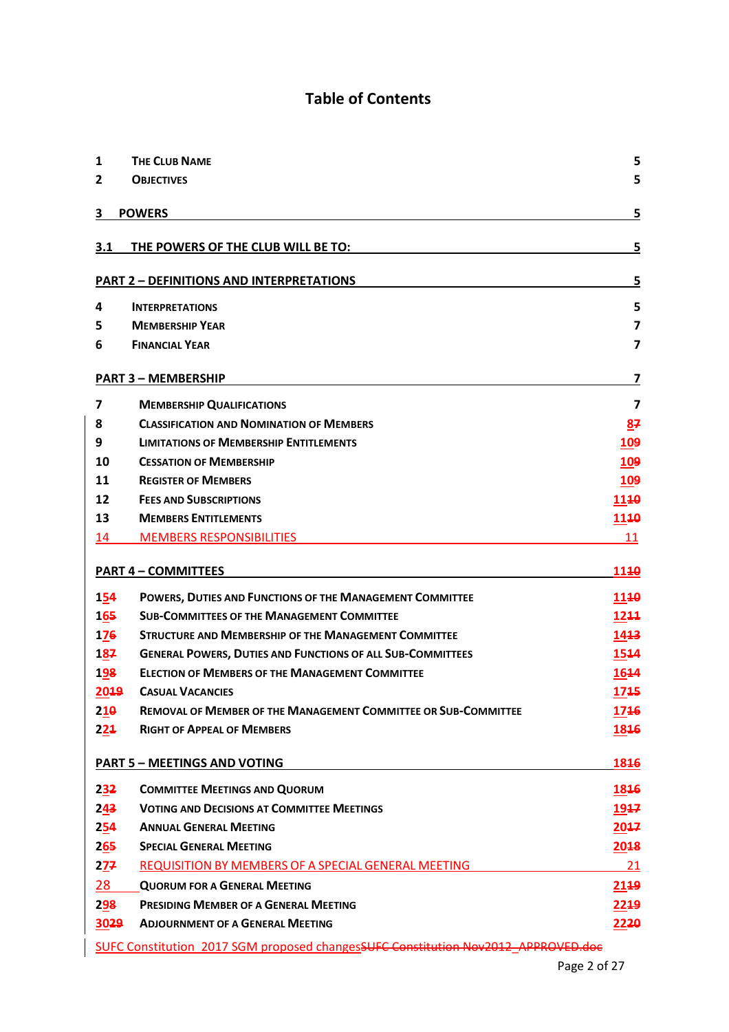# Table of Contents

| | | |
|---|---|---|
| 1 | **The Club Name** | 5 |
| 2 | **Objectives** | 5 |
| **3** | **POWERS** | **5** |
| **3.1** | **THE POWERS OF THE CLUB WILL BE TO:** | **5** |
| **PART 2 – DEFINITIONS AND INTERPRETATIONS** | | **5** |
| 4 | **Interpretations** | 5 |
| 5 | **Membership Year** | 7 |
| 6 | **Financial Year** | 7 |
| **PART 3 – MEMBERSHIP** | | **7** |
| 7 | **Membership Qualifications** | 7 |
| 8 | **Classification and Nomination of Members** | 8~~7~~ |
| 9 | **Limitations of Membership Entitlements** | 10~~9~~ |
| 10 | **Cessation of Membership** | 10~~9~~ |
| 11 | **Register of Members** | 10~~9~~ |
| 12 | **Fees and Subscriptions** | 11~~10~~ |
| 13 | **Members Entitlements** | 11~~10~~ |
| 14 | MEMBERS RESPONSIBILITIES | 11 |
| **PART 4 – COMMITTEES** | | **11~~10~~** |
| 15~~4~~ | **Powers, Duties and Functions of the Management Committee** | 11~~10~~ |
| 16~~5~~ | **Sub-Committees of the Management Committee** | 12~~11~~ |
| 17~~6~~ | **Structure and Membership of the Management Committee** | 14~~13~~ |
| 18~~7~~ | **General Powers, Duties and Functions of all Sub-Committees** | 15~~14~~ |
| 19~~8~~ | **Election of Members of the Management Committee** | 16~~14~~ |
| 20~~19~~ | **Casual Vacancies** | 17~~15~~ |
| 21~~0~~ | **Removal of Member of the Management Committee or Sub-Committee** | 17~~16~~ |
| 22~~1~~ | **Right of Appeal of Members** | 18~~16~~ |
| **PART 5 – MEETINGS AND VOTING** | | **18~~16~~** |
| 23~~2~~ | **Committee Meetings and Quorum** | 18~~16~~ |
| 24~~3~~ | **Voting and Decisions at Committee Meetings** | 19~~17~~ |
| 25~~4~~ | **Annual General Meeting** | 20~~17~~ |
| 26~~5~~ | **Special General Meeting** | 20~~18~~ |
| 27~~7~~ | REQUISITION BY MEMBERS OF A SPECIAL GENERAL MEETING | 21 |
| 28 | **Quorum for a General Meeting** | 21~~19~~ |
| 29~~8~~ | **Presiding Member of a General Meeting** | 22~~19~~ |
| 30~~29~~ | **Adjournment of a General Meeting** | 22~~20~~ |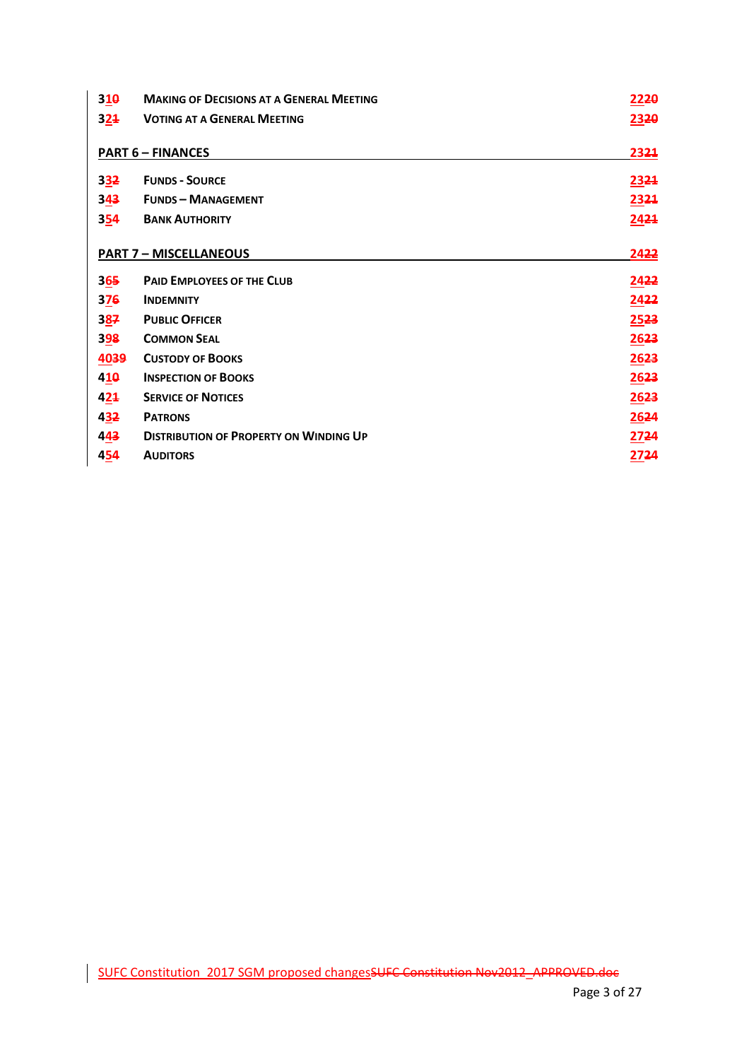| No. | Section | Page |
|---|---|---|
| 31~~0~~ | MAKING OF DECISIONS AT A GENERAL MEETING | 22~~20~~ |
| 32~~1~~ | VOTING AT A GENERAL MEETING | 23~~20~~ |
| **PART 6 – FINANCES** | | 23~~21~~ |
| 33~~2~~ | FUNDS - SOURCE | 23~~21~~ |
| 34~~3~~ | FUNDS – MANAGEMENT | 23~~21~~ |
| 35~~4~~ | BANK AUTHORITY | 24~~21~~ |
| **PART 7 – MISCELLANEOUS** | | 24~~22~~ |
| 36~~5~~ | PAID EMPLOYEES OF THE CLUB | 24~~22~~ |
| 37~~6~~ | INDEMNITY | 24~~22~~ |
| 38~~7~~ | PUBLIC OFFICER | 25~~23~~ |
| 39~~8~~ | COMMON SEAL | 26~~23~~ |
| 40~~39~~ | CUSTODY OF BOOKS | 26~~23~~ |
| 41~~0~~ | INSPECTION OF BOOKS | 26~~23~~ |
| 42~~1~~ | SERVICE OF NOTICES | 26~~23~~ |
| 43~~2~~ | PATRONS | 26~~24~~ |
| 44~~3~~ | DISTRIBUTION OF PROPERTY ON WINDING UP | 27~~24~~ |
| 45~~4~~ | AUDITORS | 27~~24~~ |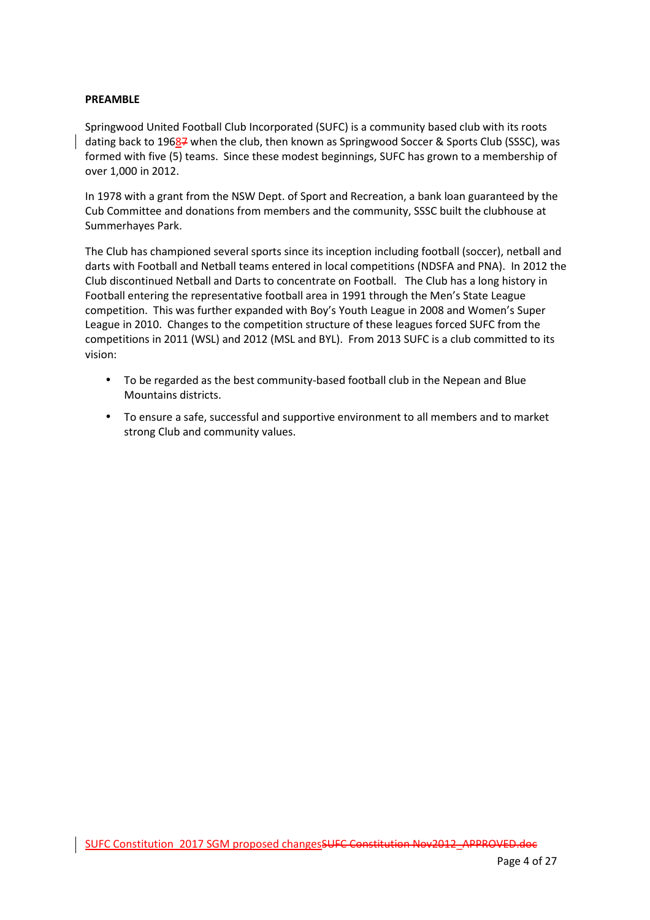**PREAMBLE**

Springwood United Football Club Incorporated (SUFC) is a community based club with its roots dating back to 1968~~7~~ when the club, then known as Springwood Soccer & Sports Club (SSSC), was formed with five (5) teams. Since these modest beginnings, SUFC has grown to a membership of over 1,000 in 2012.

In 1978 with a grant from the NSW Dept. of Sport and Recreation, a bank loan guaranteed by the Cub Committee and donations from members and the community, SSSC built the clubhouse at Summerhayes Park.

The Club has championed several sports since its inception including football (soccer), netball and darts with Football and Netball teams entered in local competitions (NDSFA and PNA). In 2012 the Club discontinued Netball and Darts to concentrate on Football. The Club has a long history in Football entering the representative football area in 1991 through the Men's State League competition. This was further expanded with Boy's Youth League in 2008 and Women's Super League in 2010. Changes to the competition structure of these leagues forced SUFC from the competitions in 2011 (WSL) and 2012 (MSL and BYL). From 2013 SUFC is a club committed to its vision:

- To be regarded as the best community-based football club in the Nepean and Blue Mountains districts.
- To ensure a safe, successful and supportive environment to all members and to market strong Club and community values.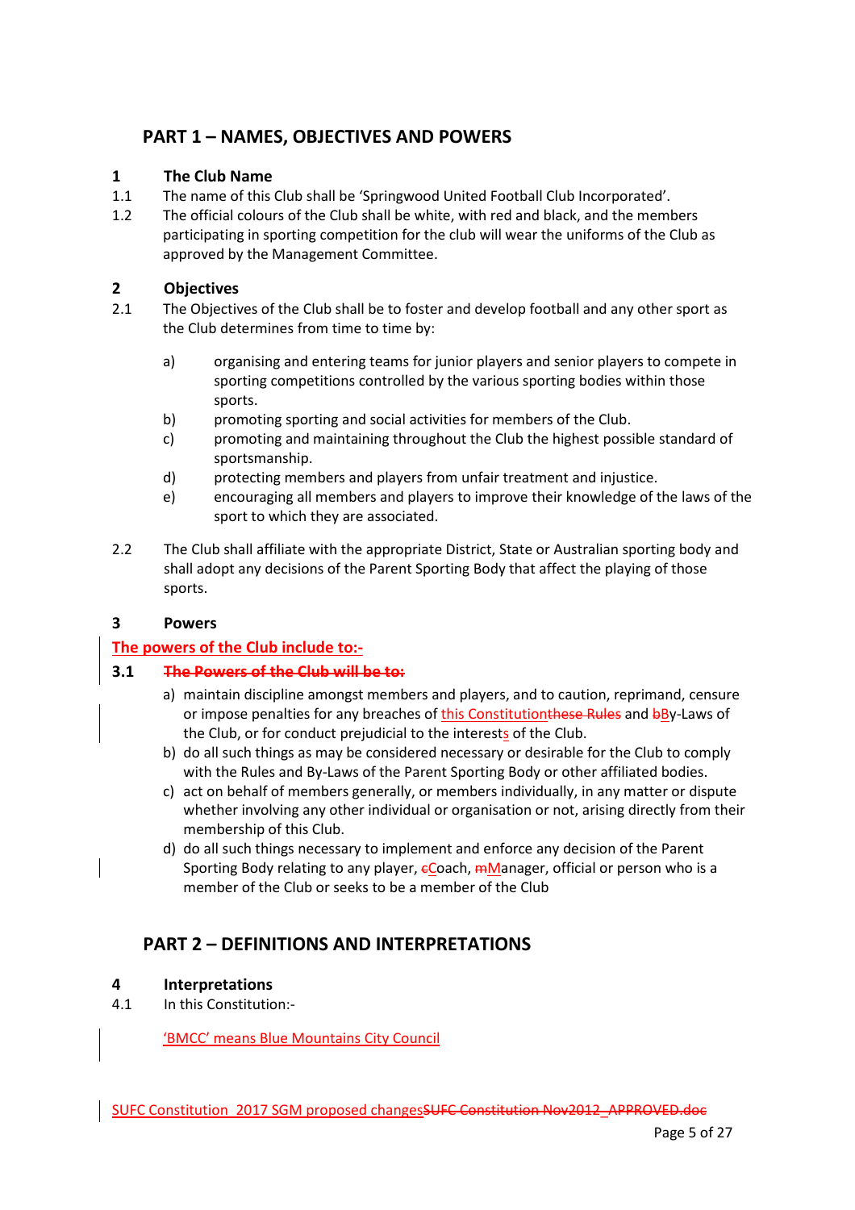## PART 1 – NAMES, OBJECTIVES AND POWERS

### 1 The Club Name

1.1 The name of this Club shall be 'Springwood United Football Club Incorporated'.

1.2 The official colours of the Club shall be white, with red and black, and the members participating in sporting competition for the club will wear the uniforms of the Club as approved by the Management Committee.

### 2 Objectives

2.1 The Objectives of the Club shall be to foster and develop football and any other sport as the Club determines from time to time by:

- a) organising and entering teams for junior players and senior players to compete in sporting competitions controlled by the various sporting bodies within those sports.
- b) promoting sporting and social activities for members of the Club.
- c) promoting and maintaining throughout the Club the highest possible standard of sportsmanship.
- d) protecting members and players from unfair treatment and injustice.
- e) encouraging all members and players to improve their knowledge of the laws of the sport to which they are associated.

2.2 The Club shall affiliate with the appropriate District, State or Australian sporting body and shall adopt any decisions of the Parent Sporting Body that affect the playing of those sports.

### 3 Powers

**The powers of the Club include to:-**

**~~3.1 The Powers of the Club will be to:~~**

- a) maintain discipline amongst members and players, and to caution, reprimand, censure or impose penalties for any breaches of this Constitution~~these Rules~~ and ~~b~~By-Laws of the Club, or for conduct prejudicial to the interests of the Club.
- b) do all such things as may be considered necessary or desirable for the Club to comply with the Rules and By-Laws of the Parent Sporting Body or other affiliated bodies.
- c) act on behalf of members generally, or members individually, in any matter or dispute whether involving any other individual or organisation or not, arising directly from their membership of this Club.
- d) do all such things necessary to implement and enforce any decision of the Parent Sporting Body relating to any player, ~~c~~Coach, ~~m~~Manager, official or person who is a member of the Club or seeks to be a member of the Club

## PART 2 – DEFINITIONS AND INTERPRETATIONS

### 4 Interpretations

4.1 In this Constitution:-

'BMCC' means Blue Mountains City Council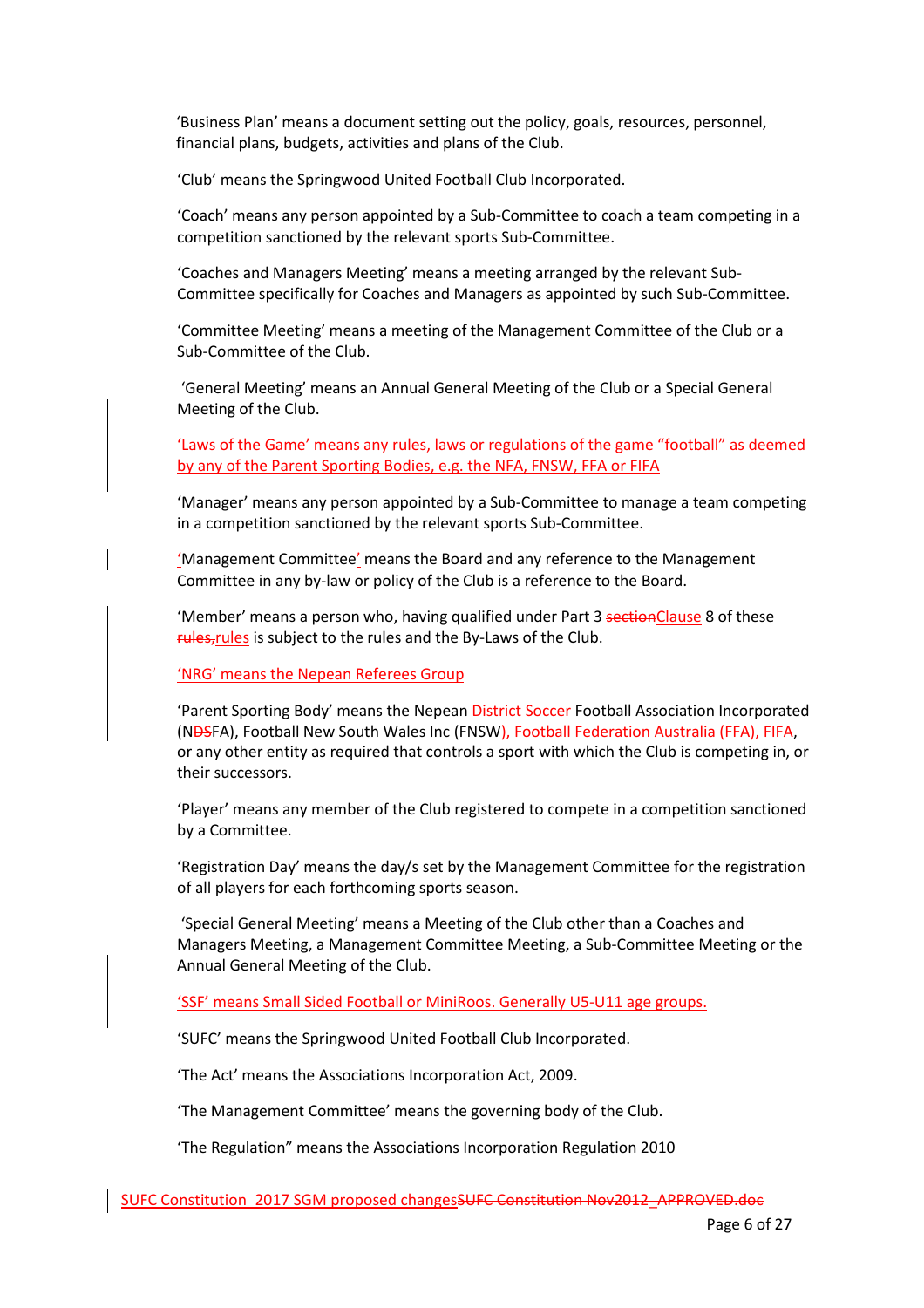'Business Plan' means a document setting out the policy, goals, resources, personnel, financial plans, budgets, activities and plans of the Club.

'Club' means the Springwood United Football Club Incorporated.

'Coach' means any person appointed by a Sub-Committee to coach a team competing in a competition sanctioned by the relevant sports Sub-Committee.

'Coaches and Managers Meeting' means a meeting arranged by the relevant Sub-Committee specifically for Coaches and Managers as appointed by such Sub-Committee.

'Committee Meeting' means a meeting of the Management Committee of the Club or a Sub-Committee of the Club.

'General Meeting' means an Annual General Meeting of the Club or a Special General Meeting of the Club.

'Laws of the Game' means any rules, laws or regulations of the game "football" as deemed by any of the Parent Sporting Bodies, e.g. the NFA, FNSW, FFA or FIFA

'Manager' means any person appointed by a Sub-Committee to manage a team competing in a competition sanctioned by the relevant sports Sub-Committee.

'Management Committee' means the Board and any reference to the Management Committee in any by-law or policy of the Club is a reference to the Board.

'Member' means a person who, having qualified under Part 3 ~~section~~Clause 8 of these ~~rules,~~rules is subject to the rules and the By-Laws of the Club.

'NRG' means the Nepean Referees Group

'Parent Sporting Body' means the Nepean ~~District Soccer~~ Football Association Incorporated (N~~DS~~FA), Football New South Wales Inc (FNSW), Football Federation Australia (FFA), FIFA, or any other entity as required that controls a sport with which the Club is competing in, or their successors.

'Player' means any member of the Club registered to compete in a competition sanctioned by a Committee.

'Registration Day' means the day/s set by the Management Committee for the registration of all players for each forthcoming sports season.

'Special General Meeting' means a Meeting of the Club other than a Coaches and Managers Meeting, a Management Committee Meeting, a Sub-Committee Meeting or the Annual General Meeting of the Club.

'SSF' means Small Sided Football or MiniRoos. Generally U5-U11 age groups.

'SUFC' means the Springwood United Football Club Incorporated.

'The Act' means the Associations Incorporation Act, 2009.

'The Management Committee' means the governing body of the Club.

'The Regulation" means the Associations Incorporation Regulation 2010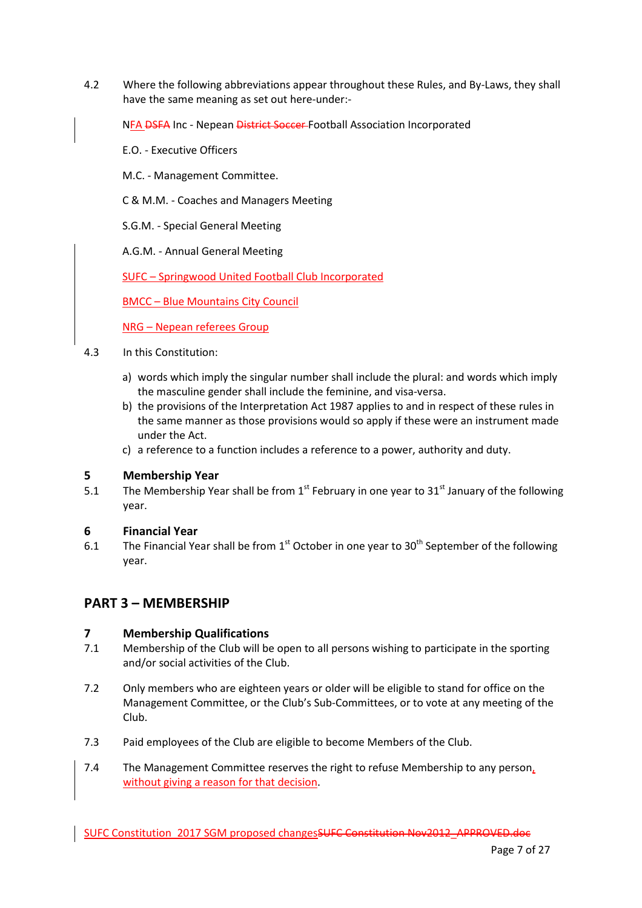4.2 Where the following abbreviations appear throughout these Rules, and By-Laws, they shall have the same meaning as set out here-under:-

NFA DSFA Inc - Nepean District Soccer Football Association Incorporated

E.O. - Executive Officers

M.C. - Management Committee.

C & M.M. - Coaches and Managers Meeting

S.G.M. - Special General Meeting

A.G.M. - Annual General Meeting

SUFC – Springwood United Football Club Incorporated

BMCC – Blue Mountains City Council

NRG – Nepean referees Group

4.3 In this Constitution:

a) words which imply the singular number shall include the plural: and words which imply the masculine gender shall include the feminine, and visa-versa.
b) the provisions of the Interpretation Act 1987 applies to and in respect of these rules in the same manner as those provisions would so apply if these were an instrument made under the Act.
c) a reference to a function includes a reference to a power, authority and duty.

### 5 Membership Year

5.1 The Membership Year shall be from 1st February in one year to 31st January of the following year.

### 6 Financial Year

6.1 The Financial Year shall be from 1st October in one year to 30th September of the following year.

## PART 3 – MEMBERSHIP

### 7 Membership Qualifications

7.1 Membership of the Club will be open to all persons wishing to participate in the sporting and/or social activities of the Club.

7.2 Only members who are eighteen years or older will be eligible to stand for office on the Management Committee, or the Club's Sub-Committees, or to vote at any meeting of the Club.

7.3 Paid employees of the Club are eligible to become Members of the Club.

7.4 The Management Committee reserves the right to refuse Membership to any person, without giving a reason for that decision.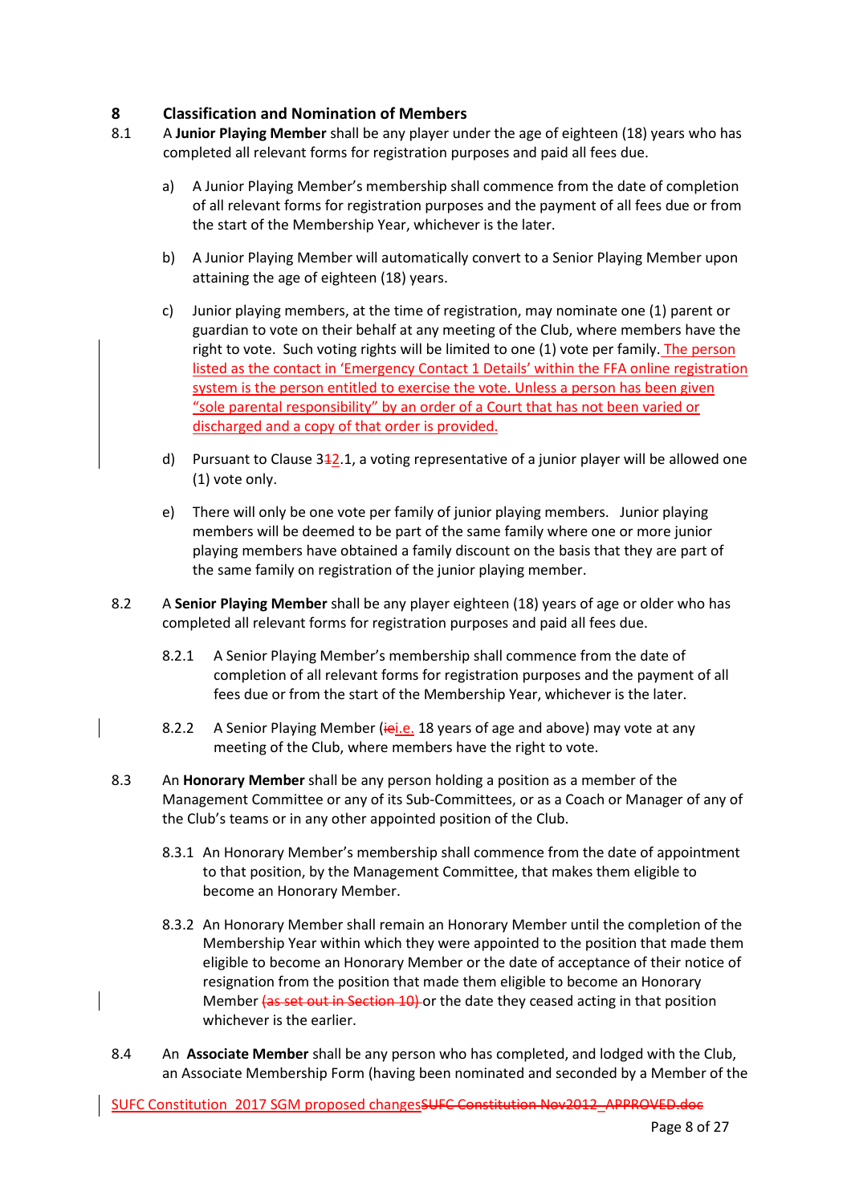## 8 Classification and Nomination of Members

8.1 A **Junior Playing Member** shall be any player under the age of eighteen (18) years who has completed all relevant forms for registration purposes and paid all fees due.

a) A Junior Playing Member's membership shall commence from the date of completion of all relevant forms for registration purposes and the payment of all fees due or from the start of the Membership Year, whichever is the later.

b) A Junior Playing Member will automatically convert to a Senior Playing Member upon attaining the age of eighteen (18) years.

c) Junior playing members, at the time of registration, may nominate one (1) parent or guardian to vote on their behalf at any meeting of the Club, where members have the right to vote. Such voting rights will be limited to one (1) vote per family. The person listed as the contact in 'Emergency Contact 1 Details' within the FFA online registration system is the person entitled to exercise the vote. Unless a person has been given "sole parental responsibility" by an order of a Court that has not been varied or discharged and a copy of that order is provided.

d) Pursuant to Clause 3~~1~~2.1, a voting representative of a junior player will be allowed one (1) vote only.

e) There will only be one vote per family of junior playing members. Junior playing members will be deemed to be part of the same family where one or more junior playing members have obtained a family discount on the basis that they are part of the same family on registration of the junior playing member.

8.2 A **Senior Playing Member** shall be any player eighteen (18) years of age or older who has completed all relevant forms for registration purposes and paid all fees due.

8.2.1 A Senior Playing Member's membership shall commence from the date of completion of all relevant forms for registration purposes and the payment of all fees due or from the start of the Membership Year, whichever is the later.

8.2.2 A Senior Playing Member (~~ie~~i.e. 18 years of age and above) may vote at any meeting of the Club, where members have the right to vote.

8.3 An **Honorary Member** shall be any person holding a position as a member of the Management Committee or any of its Sub-Committees, or as a Coach or Manager of any of the Club's teams or in any other appointed position of the Club.

8.3.1 An Honorary Member's membership shall commence from the date of appointment to that position, by the Management Committee, that makes them eligible to become an Honorary Member.

8.3.2 An Honorary Member shall remain an Honorary Member until the completion of the Membership Year within which they were appointed to the position that made them eligible to become an Honorary Member or the date of acceptance of their notice of resignation from the position that made them eligible to become an Honorary Member ~~(as set out in Section 10)~~ or the date they ceased acting in that position whichever is the earlier.

8.4 An **Associate Member** shall be any person who has completed, and lodged with the Club, an Associate Membership Form (having been nominated and seconded by a Member of the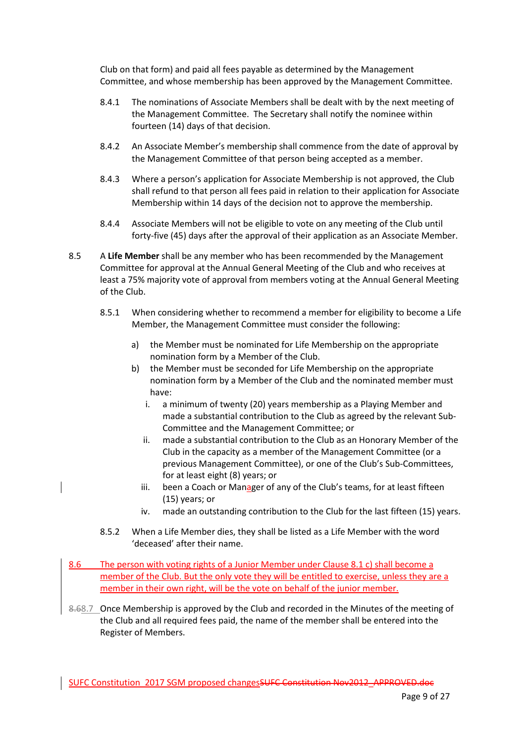Club on that form) and paid all fees payable as determined by the Management Committee, and whose membership has been approved by the Management Committee.

8.4.1 The nominations of Associate Members shall be dealt with by the next meeting of the Management Committee. The Secretary shall notify the nominee within fourteen (14) days of that decision.

8.4.2 An Associate Member's membership shall commence from the date of approval by the Management Committee of that person being accepted as a member.

8.4.3 Where a person's application for Associate Membership is not approved, the Club shall refund to that person all fees paid in relation to their application for Associate Membership within 14 days of the decision not to approve the membership.

8.4.4 Associate Members will not be eligible to vote on any meeting of the Club until forty-five (45) days after the approval of their application as an Associate Member.

8.5 A **Life Member** shall be any member who has been recommended by the Management Committee for approval at the Annual General Meeting of the Club and who receives at least a 75% majority vote of approval from members voting at the Annual General Meeting of the Club.

8.5.1 When considering whether to recommend a member for eligibility to become a Life Member, the Management Committee must consider the following:

a) the Member must be nominated for Life Membership on the appropriate nomination form by a Member of the Club.

b) the Member must be seconded for Life Membership on the appropriate nomination form by a Member of the Club and the nominated member must have:

   i. a minimum of twenty (20) years membership as a Playing Member and made a substantial contribution to the Club as agreed by the relevant Sub-Committee and the Management Committee; or

   ii. made a substantial contribution to the Club as an Honorary Member of the Club in the capacity as a member of the Management Committee (or a previous Management Committee), or one of the Club's Sub-Committees, for at least eight (8) years; or

   iii. been a Coach or Manager of any of the Club's teams, for at least fifteen (15) years; or

   iv. made an outstanding contribution to the Club for the last fifteen (15) years.

8.5.2 When a Life Member dies, they shall be listed as a Life Member with the word 'deceased' after their name.

8.6 The person with voting rights of a Junior Member under Clause 8.1 c) shall become a member of the Club. But the only vote they will be entitled to exercise, unless they are a member in their own right, will be the vote on behalf of the junior member.

~~8.6~~8.7 Once Membership is approved by the Club and recorded in the Minutes of the meeting of the Club and all required fees paid, the name of the member shall be entered into the Register of Members.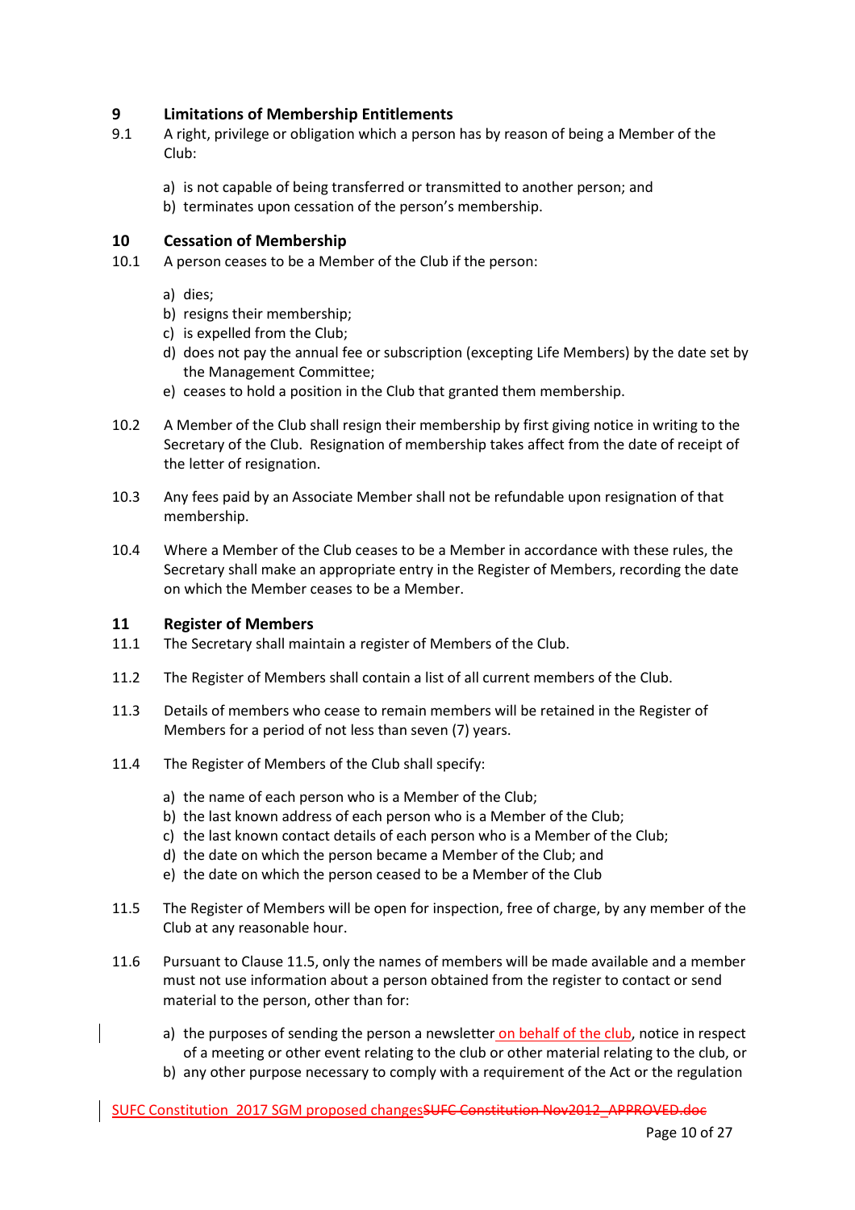## 9 Limitations of Membership Entitlements

9.1 A right, privilege or obligation which a person has by reason of being a Member of the Club:

a) is not capable of being transferred or transmitted to another person; and
b) terminates upon cessation of the person's membership.

## 10 Cessation of Membership

10.1 A person ceases to be a Member of the Club if the person:

a) dies;
b) resigns their membership;
c) is expelled from the Club;
d) does not pay the annual fee or subscription (excepting Life Members) by the date set by the Management Committee;
e) ceases to hold a position in the Club that granted them membership.

10.2 A Member of the Club shall resign their membership by first giving notice in writing to the Secretary of the Club. Resignation of membership takes affect from the date of receipt of the letter of resignation.

10.3 Any fees paid by an Associate Member shall not be refundable upon resignation of that membership.

10.4 Where a Member of the Club ceases to be a Member in accordance with these rules, the Secretary shall make an appropriate entry in the Register of Members, recording the date on which the Member ceases to be a Member.

## 11 Register of Members

11.1 The Secretary shall maintain a register of Members of the Club.

11.2 The Register of Members shall contain a list of all current members of the Club.

11.3 Details of members who cease to remain members will be retained in the Register of Members for a period of not less than seven (7) years.

11.4 The Register of Members of the Club shall specify:

a) the name of each person who is a Member of the Club;
b) the last known address of each person who is a Member of the Club;
c) the last known contact details of each person who is a Member of the Club;
d) the date on which the person became a Member of the Club; and
e) the date on which the person ceased to be a Member of the Club

11.5 The Register of Members will be open for inspection, free of charge, by any member of the Club at any reasonable hour.

11.6 Pursuant to Clause 11.5, only the names of members will be made available and a member must not use information about a person obtained from the register to contact or send material to the person, other than for:

a) the purposes of sending the person a newsletter on behalf of the club, notice in respect of a meeting or other event relating to the club or other material relating to the club, or
b) any other purpose necessary to comply with a requirement of the Act or the regulation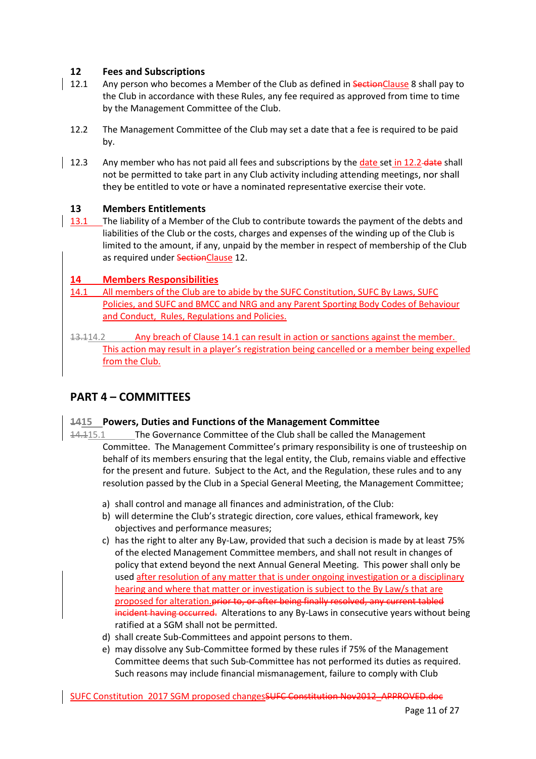## 12 Fees and Subscriptions

12.1 Any person who becomes a Member of the Club as defined in SectionClause 8 shall pay to the Club in accordance with these Rules, any fee required as approved from time to time by the Management Committee of the Club.

12.2 The Management Committee of the Club may set a date that a fee is required to be paid by.

12.3 Any member who has not paid all fees and subscriptions by the date set in 12.2 date shall not be permitted to take part in any Club activity including attending meetings, nor shall they be entitled to vote or have a nominated representative exercise their vote.

## 13 Members Entitlements

13.1 The liability of a Member of the Club to contribute towards the payment of the debts and liabilities of the Club or the costs, charges and expenses of the winding up of the Club is limited to the amount, if any, unpaid by the member in respect of membership of the Club as required under SectionClause 12.

## 14 Members Responsibilities

14.1 All members of the Club are to abide by the SUFC Constitution, SUFC By Laws, SUFC Policies, and SUFC and BMCC and NRG and any Parent Sporting Body Codes of Behaviour and Conduct, Rules, Regulations and Policies.

13.114.2 Any breach of Clause 14.1 can result in action or sanctions against the member. This action may result in a player's registration being cancelled or a member being expelled from the Club.

# PART 4 – COMMITTEES

## 1415 Powers, Duties and Functions of the Management Committee

14.115.1 The Governance Committee of the Club shall be called the Management Committee. The Management Committee's primary responsibility is one of trusteeship on behalf of its members ensuring that the legal entity, the Club, remains viable and effective for the present and future. Subject to the Act, and the Regulation, these rules and to any resolution passed by the Club in a Special General Meeting, the Management Committee;

a) shall control and manage all finances and administration, of the Club:
b) will determine the Club's strategic direction, core values, ethical framework, key objectives and performance measures;
c) has the right to alter any By-Law, provided that such a decision is made by at least 75% of the elected Management Committee members, and shall not result in changes of policy that extend beyond the next Annual General Meeting. This power shall only be used after resolution of any matter that is under ongoing investigation or a disciplinary hearing and where that matter or investigation is subject to the By Law/s that are proposed for alteration.prior to, or after being finally resolved, any current tabled incident having occurred. Alterations to any By-Laws in consecutive years without being ratified at a SGM shall not be permitted.
d) shall create Sub-Committees and appoint persons to them.
e) may dissolve any Sub-Committee formed by these rules if 75% of the Management Committee deems that such Sub-Committee has not performed its duties as required. Such reasons may include financial mismanagement, failure to comply with Club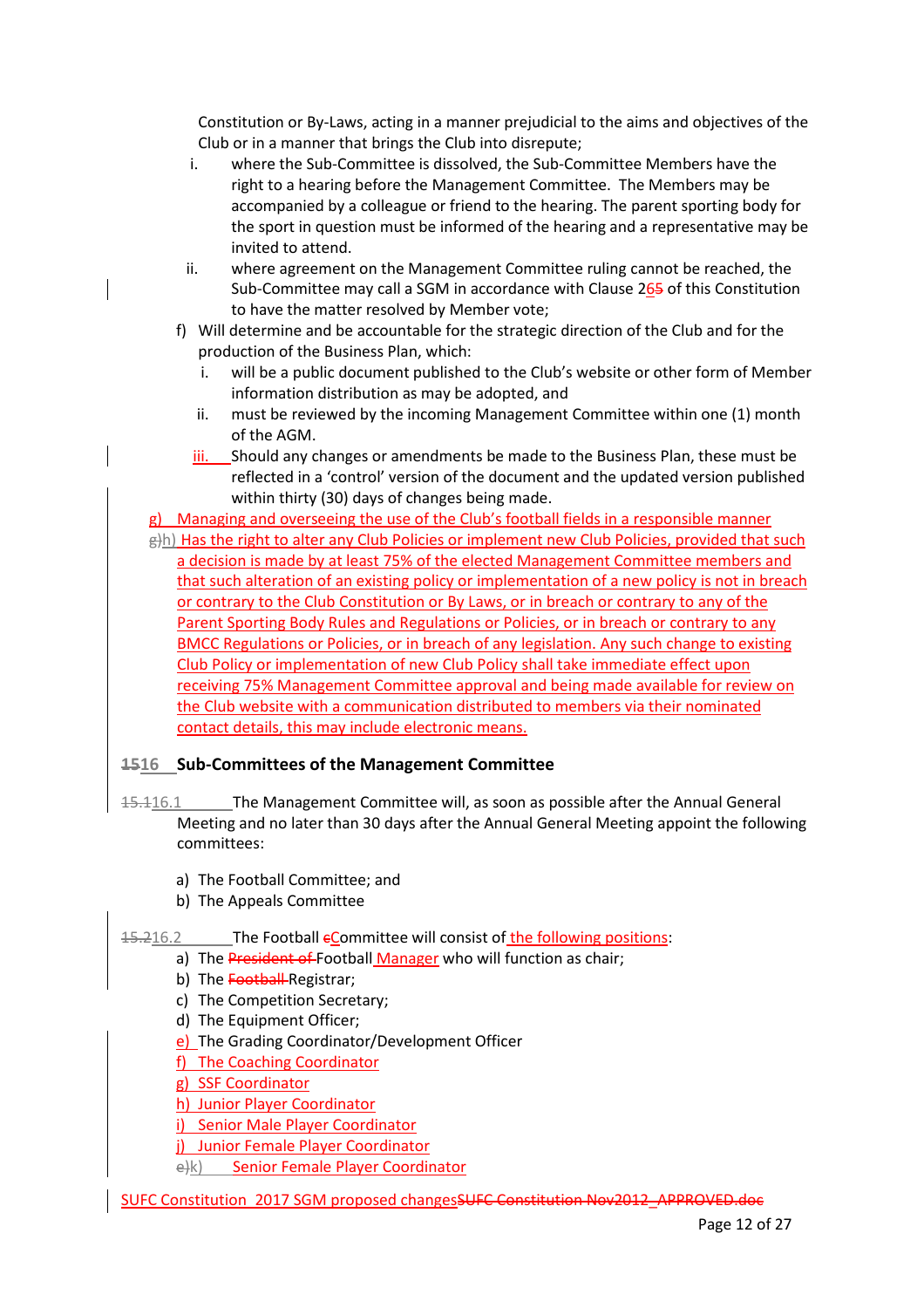Constitution or By-Laws, acting in a manner prejudicial to the aims and objectives of the Club or in a manner that brings the Club into disrepute;

i. where the Sub-Committee is dissolved, the Sub-Committee Members have the right to a hearing before the Management Committee. The Members may be accompanied by a colleague or friend to the hearing. The parent sporting body for the sport in question must be informed of the hearing and a representative may be invited to attend.

ii. where agreement on the Management Committee ruling cannot be reached, the Sub-Committee may call a SGM in accordance with Clause 2~~5~~6 of this Constitution to have the matter resolved by Member vote;

f) Will determine and be accountable for the strategic direction of the Club and for the production of the Business Plan, which:

i. will be a public document published to the Club's website or other form of Member information distribution as may be adopted, and

ii. must be reviewed by the incoming Management Committee within one (1) month of the AGM.

iii. Should any changes or amendments be made to the Business Plan, these must be reflected in a 'control' version of the document and the updated version published within thirty (30) days of changes being made.

g) Managing and overseeing the use of the Club's football fields in a responsible manner

~~g)~~h) Has the right to alter any Club Policies or implement new Club Policies, provided that such a decision is made by at least 75% of the elected Management Committee members and that such alteration of an existing policy or implementation of a new policy is not in breach or contrary to the Club Constitution or By Laws, or in breach or contrary to any of the Parent Sporting Body Rules and Regulations or Policies, or in breach or contrary to any BMCC Regulations or Policies, or in breach of any legislation. Any such change to existing Club Policy or implementation of new Club Policy shall take immediate effect upon receiving 75% Management Committee approval and being made available for review on the Club website with a communication distributed to members via their nominated contact details, this may include electronic means.

## ~~15~~16 Sub-Committees of the Management Committee

~~15.1~~16.1 The Management Committee will, as soon as possible after the Annual General Meeting and no later than 30 days after the Annual General Meeting appoint the following committees:

a) The Football Committee; and
b) The Appeals Committee

~~15.2~~16.2 The Football ~~c~~Committee will consist of the following positions:

a) The ~~President of~~ Football Manager who will function as chair;
b) The ~~Football~~ Registrar;
c) The Competition Secretary;
d) The Equipment Officer;
e) The Grading Coordinator/Development Officer
f) The Coaching Coordinator
g) SSF Coordinator
h) Junior Player Coordinator
i) Senior Male Player Coordinator
j) Junior Female Player Coordinator
~~e)~~k) Senior Female Player Coordinator

SUFC Constitution 2017 SGM proposed changes~~SUFC Constitution Nov2012_APPROVED.doc~~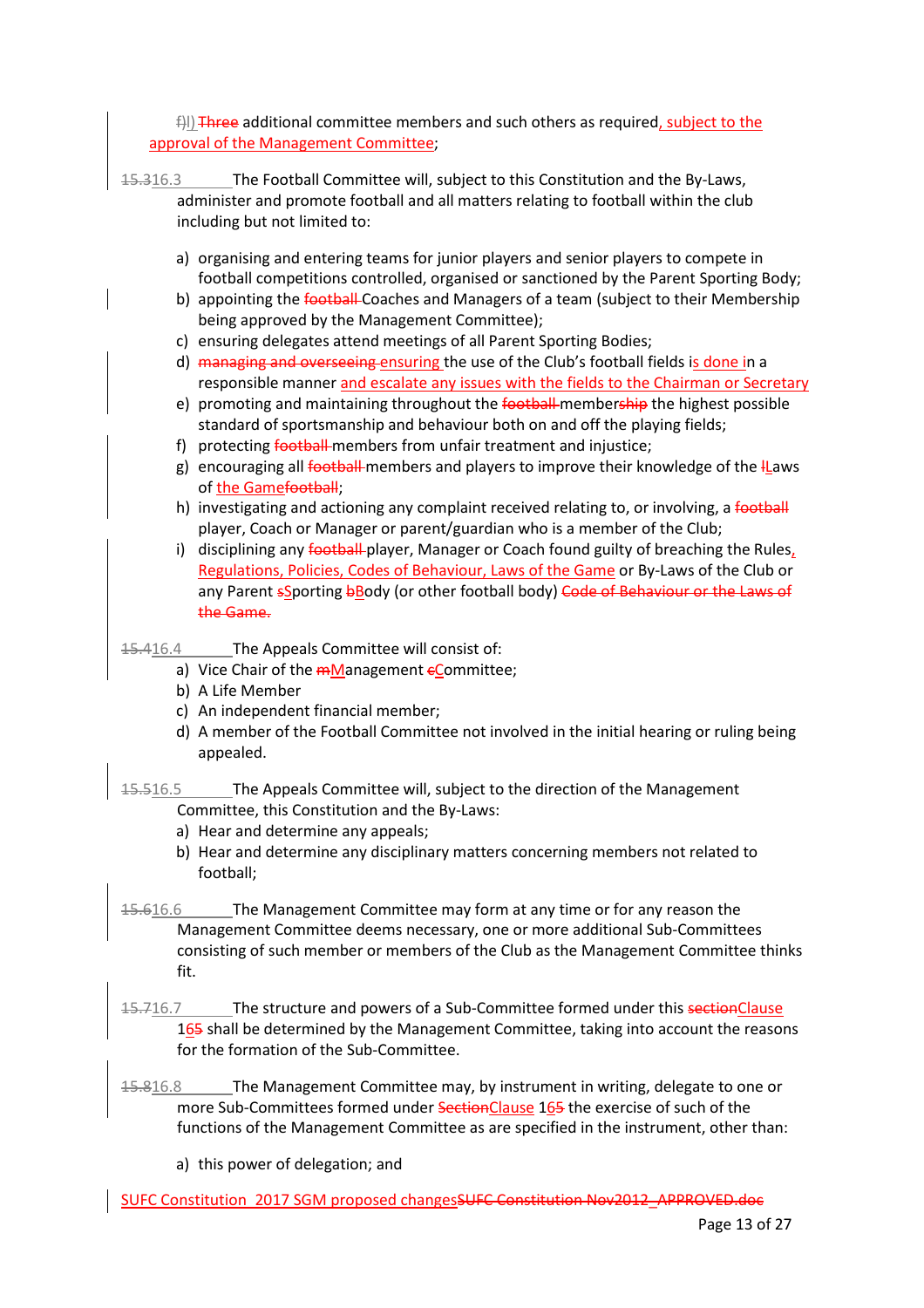f)l) Three additional committee members and such others as required, subject to the approval of the Management Committee;

15.316.3 The Football Committee will, subject to this Constitution and the By-Laws, administer and promote football and all matters relating to football within the club including but not limited to:

a) organising and entering teams for junior players and senior players to compete in football competitions controlled, organised or sanctioned by the Parent Sporting Body;
b) appointing the football Coaches and Managers of a team (subject to their Membership being approved by the Management Committee);
c) ensuring delegates attend meetings of all Parent Sporting Bodies;
d) managing and overseeing ensuring the use of the Club's football fields is done in a responsible manner and escalate any issues with the fields to the Chairman or Secretary
e) promoting and maintaining throughout the football membership the highest possible standard of sportsmanship and behaviour both on and off the playing fields;
f) protecting football members from unfair treatment and injustice;
g) encouraging all football members and players to improve their knowledge of the lLaws of the Gamefootball;
h) investigating and actioning any complaint received relating to, or involving, a football player, Coach or Manager or parent/guardian who is a member of the Club;
i) disciplining any football player, Manager or Coach found guilty of breaching the Rules, Regulations, Policies, Codes of Behaviour, Laws of the Game or By-Laws of the Club or any Parent sSporting bBody (or other football body) Code of Behaviour or the Laws of the Game.

15.416.4 The Appeals Committee will consist of:

a) Vice Chair of the mManagement cCommittee;
b) A Life Member
c) An independent financial member;
d) A member of the Football Committee not involved in the initial hearing or ruling being appealed.

15.516.5 The Appeals Committee will, subject to the direction of the Management Committee, this Constitution and the By-Laws:

a) Hear and determine any appeals;
b) Hear and determine any disciplinary matters concerning members not related to football;

15.616.6 The Management Committee may form at any time or for any reason the Management Committee deems necessary, one or more additional Sub-Committees consisting of such member or members of the Club as the Management Committee thinks fit.

15.716.7 The structure and powers of a Sub-Committee formed under this sectionClause 165 shall be determined by the Management Committee, taking into account the reasons for the formation of the Sub-Committee.

15.816.8 The Management Committee may, by instrument in writing, delegate to one or more Sub-Committees formed under SectionClause 165 the exercise of such of the functions of the Management Committee as are specified in the instrument, other than:

a) this power of delegation; and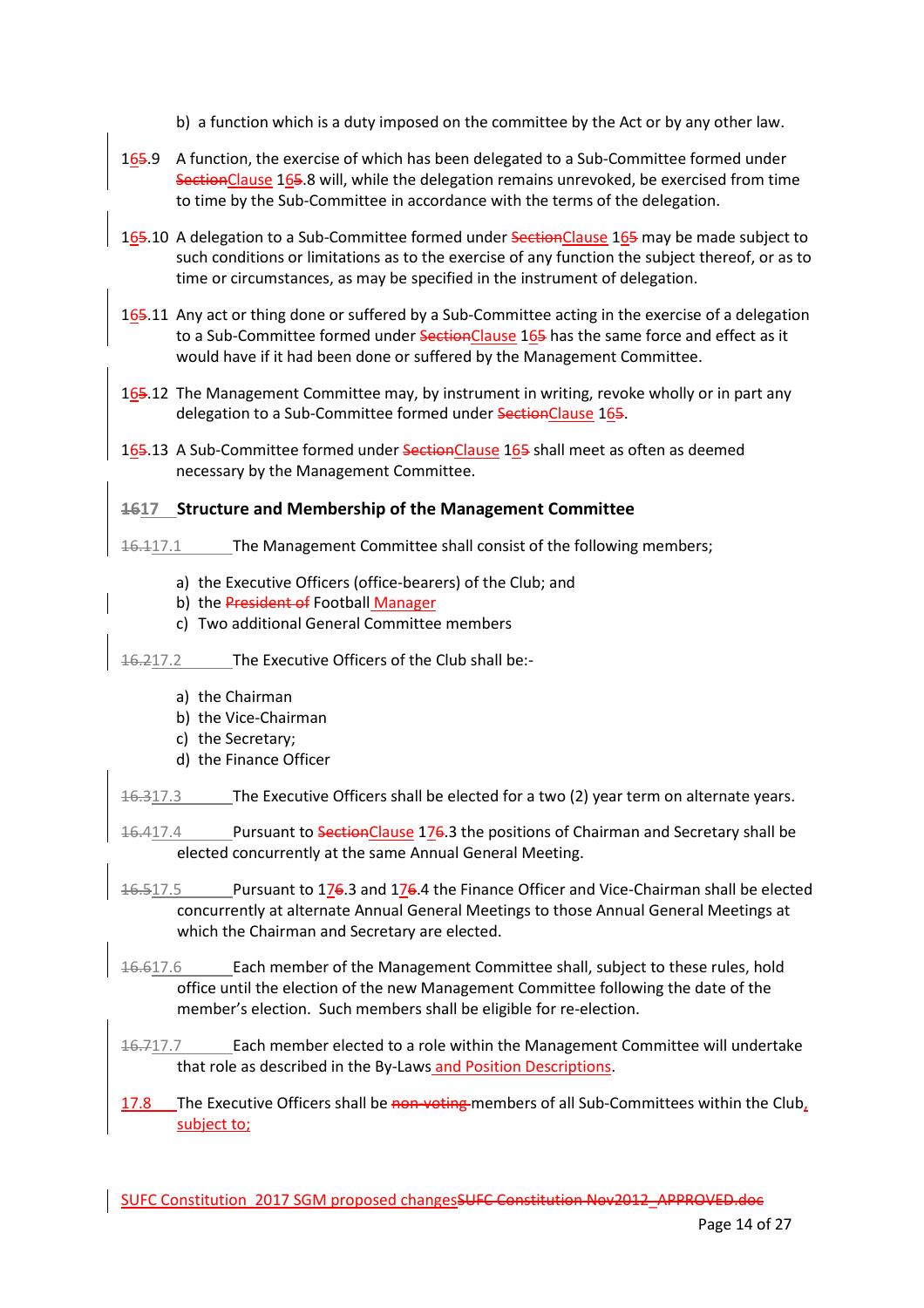b) a function which is a duty imposed on the committee by the Act or by any other law.

16~~5~~.9 A function, the exercise of which has been delegated to a Sub-Committee formed under ~~Section~~Clause 16~~5~~.8 will, while the delegation remains unrevoked, be exercised from time to time by the Sub-Committee in accordance with the terms of the delegation.

16~~5~~.10 A delegation to a Sub-Committee formed under ~~Section~~Clause 16~~5~~ may be made subject to such conditions or limitations as to the exercise of any function the subject thereof, or as to time or circumstances, as may be specified in the instrument of delegation.

16~~5~~.11 Any act or thing done or suffered by a Sub-Committee acting in the exercise of a delegation to a Sub-Committee formed under ~~Section~~Clause 16~~5~~ has the same force and effect as it would have if it had been done or suffered by the Management Committee.

16~~5~~.12 The Management Committee may, by instrument in writing, revoke wholly or in part any delegation to a Sub-Committee formed under ~~Section~~Clause 16~~5~~.

16~~5~~.13 A Sub-Committee formed under ~~Section~~Clause 16~~5~~ shall meet as often as deemed necessary by the Management Committee.

## ~~16~~17 Structure and Membership of the Management Committee

~~16.1~~17.1 The Management Committee shall consist of the following members;

a) the Executive Officers (office-bearers) of the Club; and
b) the ~~President of~~ Football Manager
c) Two additional General Committee members

~~16.2~~17.2 The Executive Officers of the Club shall be:-

a) the Chairman
b) the Vice-Chairman
c) the Secretary;
d) the Finance Officer

~~16.3~~17.3 The Executive Officers shall be elected for a two (2) year term on alternate years.

~~16.4~~17.4 Pursuant to ~~Section~~Clause 17~~6~~.3 the positions of Chairman and Secretary shall be elected concurrently at the same Annual General Meeting.

~~16.5~~17.5 Pursuant to 17~~6~~.3 and 17~~6~~.4 the Finance Officer and Vice-Chairman shall be elected concurrently at alternate Annual General Meetings to those Annual General Meetings at which the Chairman and Secretary are elected.

~~16.6~~17.6 Each member of the Management Committee shall, subject to these rules, hold office until the election of the new Management Committee following the date of the member's election. Such members shall be eligible for re-election.

~~16.7~~17.7 Each member elected to a role within the Management Committee will undertake that role as described in the By-Laws and Position Descriptions.

17.8 The Executive Officers shall be ~~non-voting~~ members of all Sub-Committees within the Club, subject to;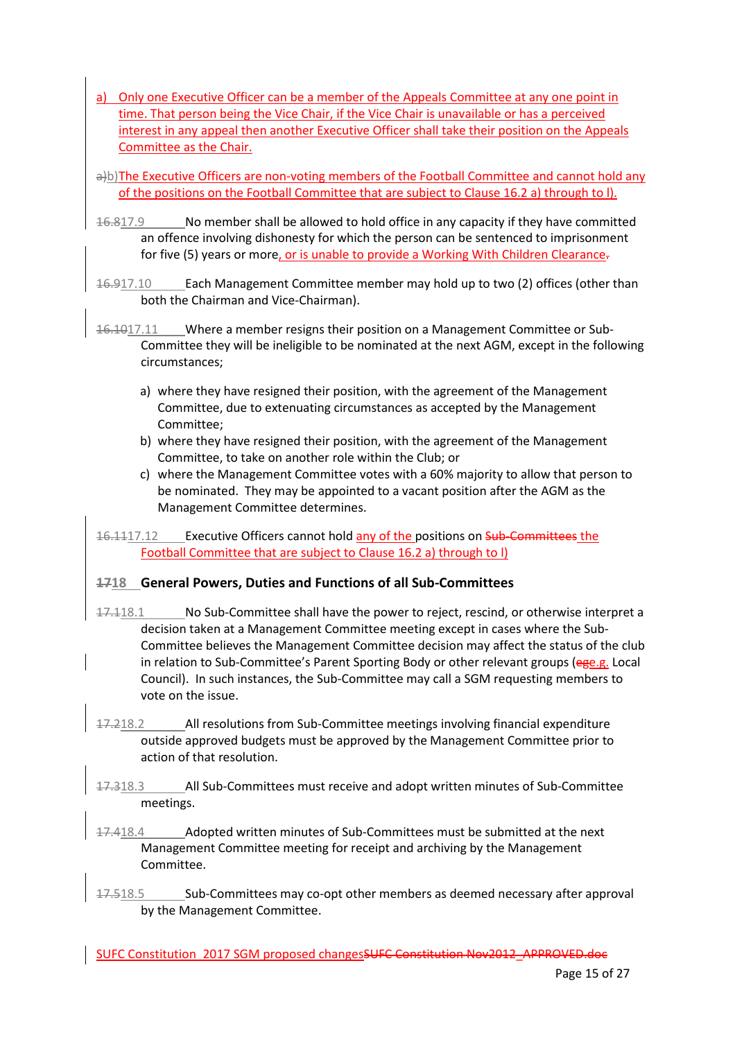a) Only one Executive Officer can be a member of the Appeals Committee at any one point in time. That person being the Vice Chair, if the Vice Chair is unavailable or has a perceived interest in any appeal then another Executive Officer shall take their position on the Appeals Committee as the Chair.

b) The Executive Officers are non-voting members of the Football Committee and cannot hold any of the positions on the Football Committee that are subject to Clause 16.2 a) through to l).

17.9 No member shall be allowed to hold office in any capacity if they have committed an offence involving dishonesty for which the person can be sentenced to imprisonment for five (5) years or more, or is unable to provide a Working With Children Clearance.

17.10 Each Management Committee member may hold up to two (2) offices (other than both the Chairman and Vice-Chairman).

17.11 Where a member resigns their position on a Management Committee or Sub-Committee they will be ineligible to be nominated at the next AGM, except in the following circumstances;

a) where they have resigned their position, with the agreement of the Management Committee, due to extenuating circumstances as accepted by the Management Committee;
b) where they have resigned their position, with the agreement of the Management Committee, to take on another role within the Club; or
c) where the Management Committee votes with a 60% majority to allow that person to be nominated. They may be appointed to a vacant position after the AGM as the Management Committee determines.

17.12 Executive Officers cannot hold any of the positions on the Football Committee that are subject to Clause 16.2 a) through to l)

## 18 General Powers, Duties and Functions of all Sub-Committees

18.1 No Sub-Committee shall have the power to reject, rescind, or otherwise interpret a decision taken at a Management Committee meeting except in cases where the Sub-Committee believes the Management Committee decision may affect the status of the club in relation to Sub-Committee's Parent Sporting Body or other relevant groups (e.g. Local Council). In such instances, the Sub-Committee may call a SGM requesting members to vote on the issue.

18.2 All resolutions from Sub-Committee meetings involving financial expenditure outside approved budgets must be approved by the Management Committee prior to action of that resolution.

18.3 All Sub-Committees must receive and adopt written minutes of Sub-Committee meetings.

18.4 Adopted written minutes of Sub-Committees must be submitted at the next Management Committee meeting for receipt and archiving by the Management Committee.

18.5 Sub-Committees may co-opt other members as deemed necessary after approval by the Management Committee.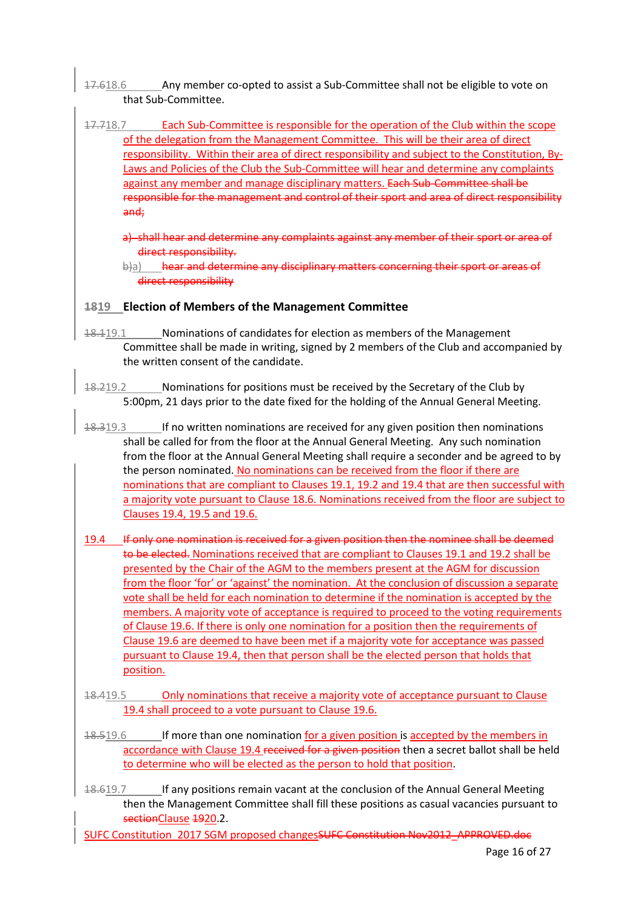~~17.6~~18.6 Any member co-opted to assist a Sub-Committee shall not be eligible to vote on that Sub-Committee.

~~17.7~~18.7 Each Sub-Committee is responsible for the operation of the Club within the scope of the delegation from the Management Committee. This will be their area of direct responsibility. Within their area of direct responsibility and subject to the Constitution, By-Laws and Policies of the Club the Sub-Committee will hear and determine any complaints against any member and manage disciplinary matters. ~~Each Sub-Committee shall be responsible for the management and control of their sport and area of direct responsibility and;~~

~~a) shall hear and determine any complaints against any member of their sport or area of direct responsibility.~~

~~b)~~a) ~~hear and determine any disciplinary matters concerning their sport or areas of direct responsibility~~

## ~~18~~19 Election of Members of the Management Committee

~~18.1~~19.1 Nominations of candidates for election as members of the Management Committee shall be made in writing, signed by 2 members of the Club and accompanied by the written consent of the candidate.

~~18.2~~19.2 Nominations for positions must be received by the Secretary of the Club by 5:00pm, 21 days prior to the date fixed for the holding of the Annual General Meeting.

~~18.3~~19.3 If no written nominations are received for any given position then nominations shall be called for from the floor at the Annual General Meeting. Any such nomination from the floor at the Annual General Meeting shall require a seconder and be agreed to by the person nominated. No nominations can be received from the floor if there are nominations that are compliant to Clauses 19.1, 19.2 and 19.4 that are then successful with a majority vote pursuant to Clause 18.6. Nominations received from the floor are subject to Clauses 19.4, 19.5 and 19.6.

19.4 ~~If only one nomination is received for a given position then the nominee shall be deemed to be elected.~~ Nominations received that are compliant to Clauses 19.1 and 19.2 shall be presented by the Chair of the AGM to the members present at the AGM for discussion from the floor 'for' or 'against' the nomination. At the conclusion of discussion a separate vote shall be held for each nomination to determine if the nomination is accepted by the members. A majority vote of acceptance is required to proceed to the voting requirements of Clause 19.6. If there is only one nomination for a position then the requirements of Clause 19.6 are deemed to have been met if a majority vote for acceptance was passed pursuant to Clause 19.4, then that person shall be the elected person that holds that position.

~~18.4~~19.5 Only nominations that receive a majority vote of acceptance pursuant to Clause 19.4 shall proceed to a vote pursuant to Clause 19.6.

~~18.5~~19.6 If more than one nomination for a given position is accepted by the members in accordance with Clause 19.4 ~~received for a given position~~ then a secret ballot shall be held to determine who will be elected as the person to hold that position.

~~18.6~~19.7 If any positions remain vacant at the conclusion of the Annual General Meeting then the Management Committee shall fill these positions as casual vacancies pursuant to ~~section~~Clause ~~19~~20.2.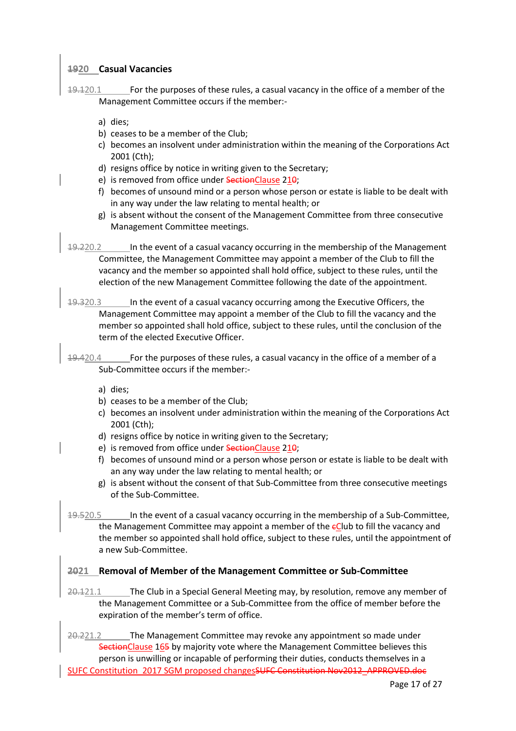## ~~19~~20 Casual Vacancies

~~19.1~~20.1 For the purposes of these rules, a casual vacancy in the office of a member of the Management Committee occurs if the member:-

a) dies;
b) ceases to be a member of the Club;
c) becomes an insolvent under administration within the meaning of the Corporations Act 2001 (Cth);
d) resigns office by notice in writing given to the Secretary;
e) is removed from office under ~~Section~~Clause 2~~0~~1;
f) becomes of unsound mind or a person whose person or estate is liable to be dealt with in any way under the law relating to mental health; or
g) is absent without the consent of the Management Committee from three consecutive Management Committee meetings.

~~19.2~~20.2 In the event of a casual vacancy occurring in the membership of the Management Committee, the Management Committee may appoint a member of the Club to fill the vacancy and the member so appointed shall hold office, subject to these rules, until the election of the new Management Committee following the date of the appointment.

~~19.3~~20.3 In the event of a casual vacancy occurring among the Executive Officers, the Management Committee may appoint a member of the Club to fill the vacancy and the member so appointed shall hold office, subject to these rules, until the conclusion of the term of the elected Executive Officer.

~~19.4~~20.4 For the purposes of these rules, a casual vacancy in the office of a member of a Sub-Committee occurs if the member:-

a) dies;
b) ceases to be a member of the Club;
c) becomes an insolvent under administration within the meaning of the Corporations Act 2001 (Cth);
d) resigns office by notice in writing given to the Secretary;
e) is removed from office under ~~Section~~Clause 2~~0~~1;
f) becomes of unsound mind or a person whose person or estate is liable to be dealt with an any way under the law relating to mental health; or
g) is absent without the consent of that Sub-Committee from three consecutive meetings of the Sub-Committee.

~~19.5~~20.5 In the event of a casual vacancy occurring in the membership of a Sub-Committee, the Management Committee may appoint a member of the ~~c~~Club to fill the vacancy and the member so appointed shall hold office, subject to these rules, until the appointment of a new Sub-Committee.

## ~~20~~21 Removal of Member of the Management Committee or Sub-Committee

~~20.1~~21.1 The Club in a Special General Meeting may, by resolution, remove any member of the Management Committee or a Sub-Committee from the office of member before the expiration of the member's term of office.

~~20.2~~21.2 The Management Committee may revoke any appointment so made under ~~Section~~Clause 16~~5~~ by majority vote where the Management Committee believes this person is unwilling or incapable of performing their duties, conducts themselves in a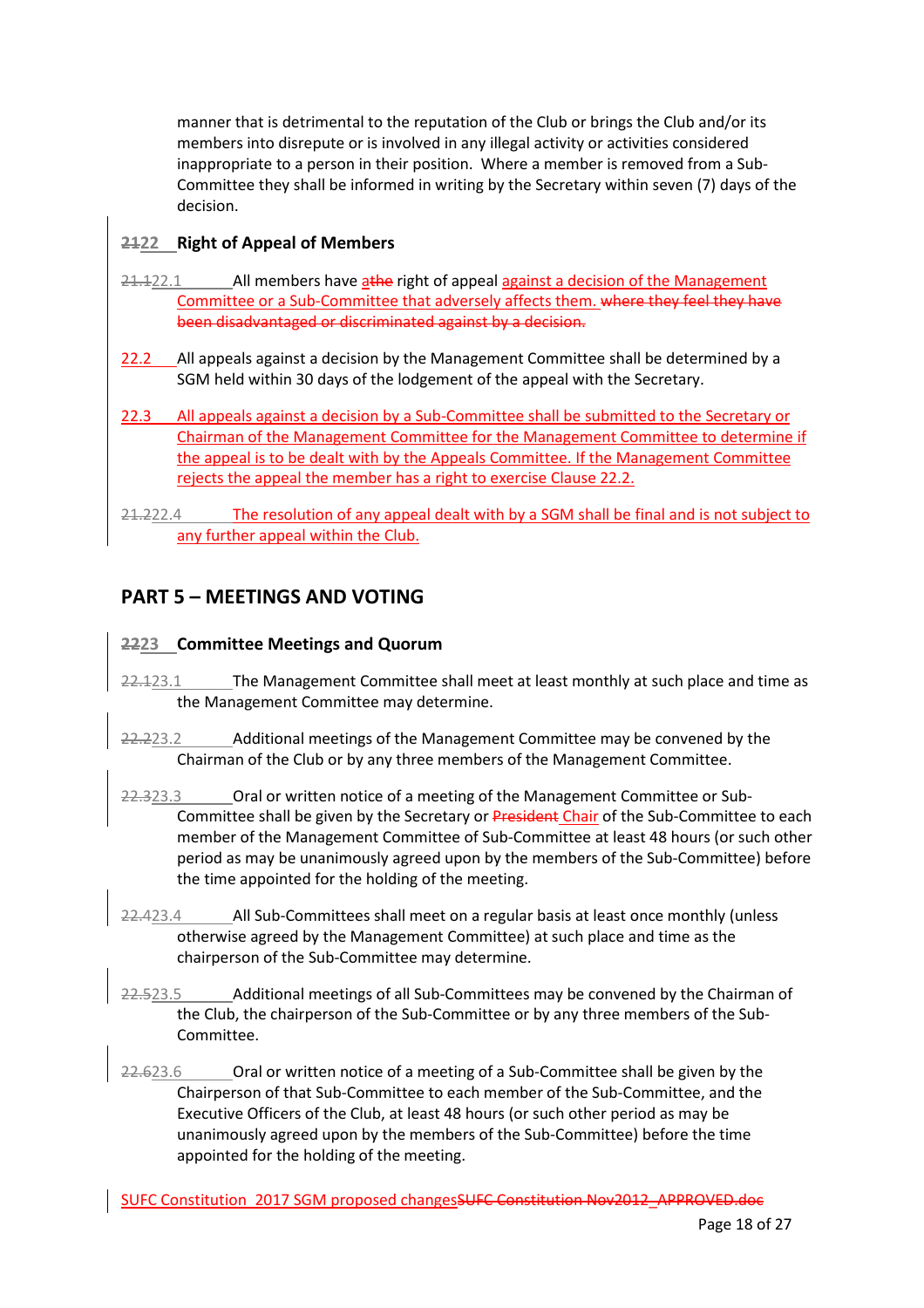manner that is detrimental to the reputation of the Club or brings the Club and/or its members into disrepute or is involved in any illegal activity or activities considered inappropriate to a person in their position. Where a member is removed from a Sub-Committee they shall be informed in writing by the Secretary within seven (7) days of the decision.

### ~~21~~22 Right of Appeal of Members

~~21.1~~22.1 All members have a~~the~~ right of appeal against a decision of the Management Committee or a Sub-Committee that adversely affects them. ~~where they feel they have been disadvantaged or discriminated against by a decision.~~

22.2 All appeals against a decision by the Management Committee shall be determined by a SGM held within 30 days of the lodgement of the appeal with the Secretary.

22.3 All appeals against a decision by a Sub-Committee shall be submitted to the Secretary or Chairman of the Management Committee for the Management Committee to determine if the appeal is to be dealt with by the Appeals Committee. If the Management Committee rejects the appeal the member has a right to exercise Clause 22.2.

~~21.2~~22.4 The resolution of any appeal dealt with by a SGM shall be final and is not subject to any further appeal within the Club.

## PART 5 – MEETINGS AND VOTING

### ~~22~~23 Committee Meetings and Quorum

~~22.1~~23.1 The Management Committee shall meet at least monthly at such place and time as the Management Committee may determine.

~~22.2~~23.2 Additional meetings of the Management Committee may be convened by the Chairman of the Club or by any three members of the Management Committee.

~~22.3~~23.3 Oral or written notice of a meeting of the Management Committee or Sub-Committee shall be given by the Secretary or ~~President~~ Chair of the Sub-Committee to each member of the Management Committee of Sub-Committee at least 48 hours (or such other period as may be unanimously agreed upon by the members of the Sub-Committee) before the time appointed for the holding of the meeting.

~~22.4~~23.4 All Sub-Committees shall meet on a regular basis at least once monthly (unless otherwise agreed by the Management Committee) at such place and time as the chairperson of the Sub-Committee may determine.

~~22.5~~23.5 Additional meetings of all Sub-Committees may be convened by the Chairman of the Club, the chairperson of the Sub-Committee or by any three members of the Sub-Committee.

~~22.6~~23.6 Oral or written notice of a meeting of a Sub-Committee shall be given by the Chairperson of that Sub-Committee to each member of the Sub-Committee, and the Executive Officers of the Club, at least 48 hours (or such other period as may be unanimously agreed upon by the members of the Sub-Committee) before the time appointed for the holding of the meeting.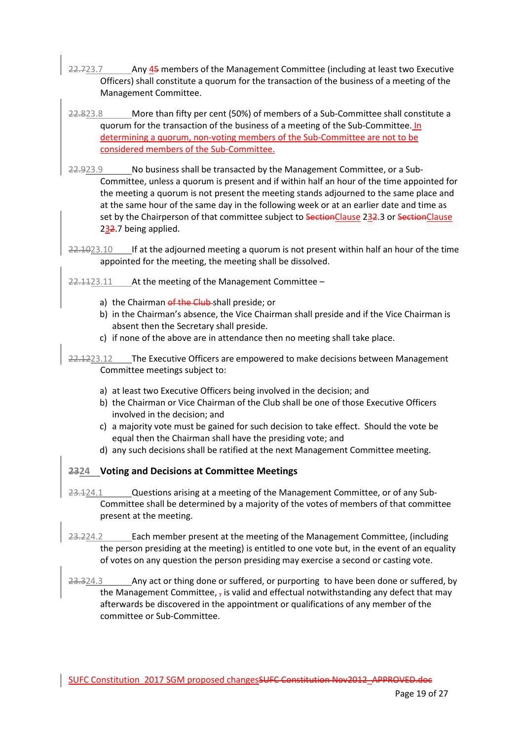22.723.7 Any 45 members of the Management Committee (including at least two Executive Officers) shall constitute a quorum for the transaction of the business of a meeting of the Management Committee.

22.823.8 More than fifty per cent (50%) of members of a Sub-Committee shall constitute a quorum for the transaction of the business of a meeting of the Sub-Committee. In determining a quorum, non-voting members of the Sub-Committee are not to be considered members of the Sub-Committee.

22.923.9 No business shall be transacted by the Management Committee, or a Sub-Committee, unless a quorum is present and if within half an hour of the time appointed for the meeting a quorum is not present the meeting stands adjourned to the same place and at the same hour of the same day in the following week or at an earlier date and time as set by the Chairperson of that committee subject to SectionClause 232.3 or SectionClause 232.7 being applied.

22.1023.10 If at the adjourned meeting a quorum is not present within half an hour of the time appointed for the meeting, the meeting shall be dissolved.

22.1123.11 At the meeting of the Management Committee –

a) the Chairman of the Club shall preside; or
b) in the Chairman's absence, the Vice Chairman shall preside and if the Vice Chairman is absent then the Secretary shall preside.
c) if none of the above are in attendance then no meeting shall take place.

22.1223.12 The Executive Officers are empowered to make decisions between Management Committee meetings subject to:

a) at least two Executive Officers being involved in the decision; and
b) the Chairman or Vice Chairman of the Club shall be one of those Executive Officers involved in the decision; and
c) a majority vote must be gained for such decision to take effect. Should the vote be equal then the Chairman shall have the presiding vote; and
d) any such decisions shall be ratified at the next Management Committee meeting.

## 2324 Voting and Decisions at Committee Meetings

23.124.1 Questions arising at a meeting of the Management Committee, or of any Sub-Committee shall be determined by a majority of the votes of members of that committee present at the meeting.

23.224.2 Each member present at the meeting of the Management Committee, (including the person presiding at the meeting) is entitled to one vote but, in the event of an equality of votes on any question the person presiding may exercise a second or casting vote.

23.324.3 Any act or thing done or suffered, or purporting to have been done or suffered, by the Management Committee, , is valid and effectual notwithstanding any defect that may afterwards be discovered in the appointment or qualifications of any member of the committee or Sub-Committee.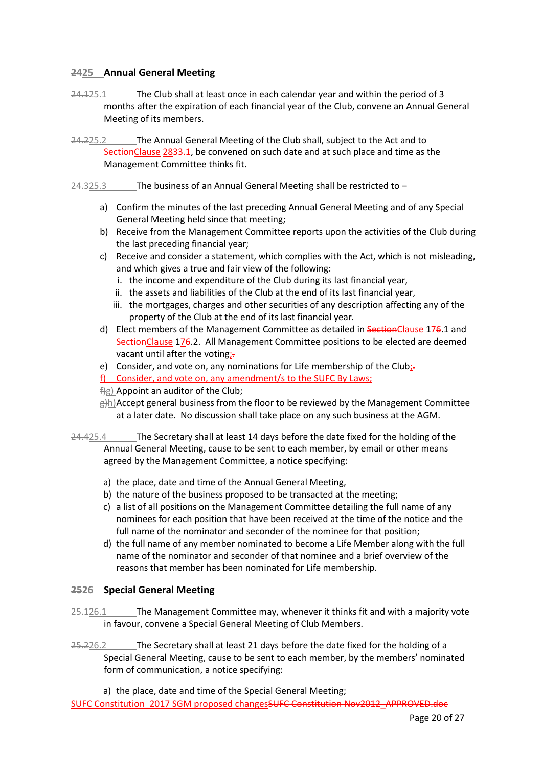## ~~24~~25 Annual General Meeting

~~24.1~~25.1 The Club shall at least once in each calendar year and within the period of 3 months after the expiration of each financial year of the Club, convene an Annual General Meeting of its members.

~~24.2~~25.2 The Annual General Meeting of the Club shall, subject to the Act and to ~~Section~~Clause 28~~33.1~~, be convened on such date and at such place and time as the Management Committee thinks fit.

~~24.3~~25.3 The business of an Annual General Meeting shall be restricted to –

a) Confirm the minutes of the last preceding Annual General Meeting and of any Special General Meeting held since that meeting;
b) Receive from the Management Committee reports upon the activities of the Club during the last preceding financial year;
c) Receive and consider a statement, which complies with the Act, which is not misleading, and which gives a true and fair view of the following:
   i. the income and expenditure of the Club during its last financial year,
   ii. the assets and liabilities of the Club at the end of its last financial year,
   iii. the mortgages, charges and other securities of any description affecting any of the property of the Club at the end of its last financial year.
d) Elect members of the Management Committee as detailed in ~~Section~~Clause 17~~6~~.1 and ~~Section~~Clause 17~~6~~.2. All Management Committee positions to be elected are deemed vacant until after the voting;~~.~~
e) Consider, and vote on, any nominations for Life membership of the Club;~~.~~
f) Consider, and vote on, any amendment/s to the SUFC By Laws;
~~f)~~g) Appoint an auditor of the Club;
~~g)~~h) Accept general business from the floor to be reviewed by the Management Committee at a later date. No discussion shall take place on any such business at the AGM.

~~24.4~~25.4 The Secretary shall at least 14 days before the date fixed for the holding of the Annual General Meeting, cause to be sent to each member, by email or other means agreed by the Management Committee, a notice specifying:

a) the place, date and time of the Annual General Meeting,
b) the nature of the business proposed to be transacted at the meeting;
c) a list of all positions on the Management Committee detailing the full name of any nominees for each position that have been received at the time of the notice and the full name of the nominator and seconder of the nominee for that position;
d) the full name of any member nominated to become a Life Member along with the full name of the nominator and seconder of that nominee and a brief overview of the reasons that member has been nominated for Life membership.

## ~~25~~26 Special General Meeting

~~25.1~~26.1 The Management Committee may, whenever it thinks fit and with a majority vote in favour, convene a Special General Meeting of Club Members.

~~25.2~~26.2 The Secretary shall at least 21 days before the date fixed for the holding of a Special General Meeting, cause to be sent to each member, by the members' nominated form of communication, a notice specifying:

a) the place, date and time of the Special General Meeting;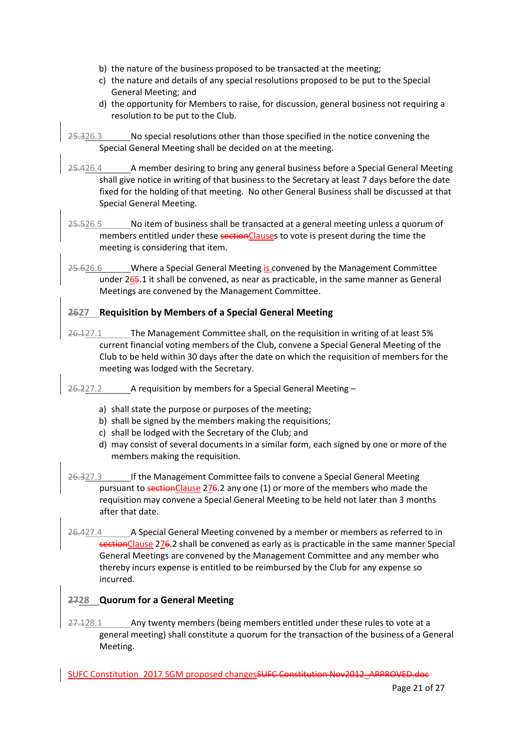b) the nature of the business proposed to be transacted at the meeting;
c) the nature and details of any special resolutions proposed to be put to the Special General Meeting; and
d) the opportunity for Members to raise, for discussion, general business not requiring a resolution to be put to the Club.

~~25.3~~26.3 No special resolutions other than those specified in the notice convening the Special General Meeting shall be decided on at the meeting.

~~25.4~~26.4 A member desiring to bring any general business before a Special General Meeting shall give notice in writing of that business to the Secretary at least 7 days before the date fixed for the holding of that meeting. No other General Business shall be discussed at that Special General Meeting.

~~25.5~~26.5 No item of business shall be transacted at a general meeting unless a quorum of members entitled under these ~~section~~Clauses to vote is present during the time the meeting is considering that item.

~~25.6~~26.6 Where a Special General Meeting is convened by the Management Committee under 2~~5~~6.1 it shall be convened, as near as practicable, in the same manner as General Meetings are convened by the Management Committee.

## ~~26~~27 Requisition by Members of a Special General Meeting

~~26.1~~27.1 The Management Committee shall, on the requisition in writing of at least 5% current financial voting members of the Club, convene a Special General Meeting of the Club to be held within 30 days after the date on which the requisition of members for the meeting was lodged with the Secretary.

~~26.2~~27.2 A requisition by members for a Special General Meeting –

a) shall state the purpose or purposes of the meeting;
b) shall be signed by the members making the requisitions;
c) shall be lodged with the Secretary of the Club; and
d) may consist of several documents in a similar form, each signed by one or more of the members making the requisition.

~~26.3~~27.3 If the Management Committee fails to convene a Special General Meeting pursuant to ~~section~~Clause 2~~6~~7.2 any one (1) or more of the members who made the requisition may convene a Special General Meeting to be held not later than 3 months after that date.

~~26.4~~27.4 A Special General Meeting convened by a member or members as referred to in ~~section~~Clause 2~~6~~7.2 shall be convened as early as is practicable in the same manner Special General Meetings are convened by the Management Committee and any member who thereby incurs expense is entitled to be reimbursed by the Club for any expense so incurred.

## ~~27~~28 Quorum for a General Meeting

~~27.1~~28.1 Any twenty members (being members entitled under these rules to vote at a general meeting) shall constitute a quorum for the transaction of the business of a General Meeting.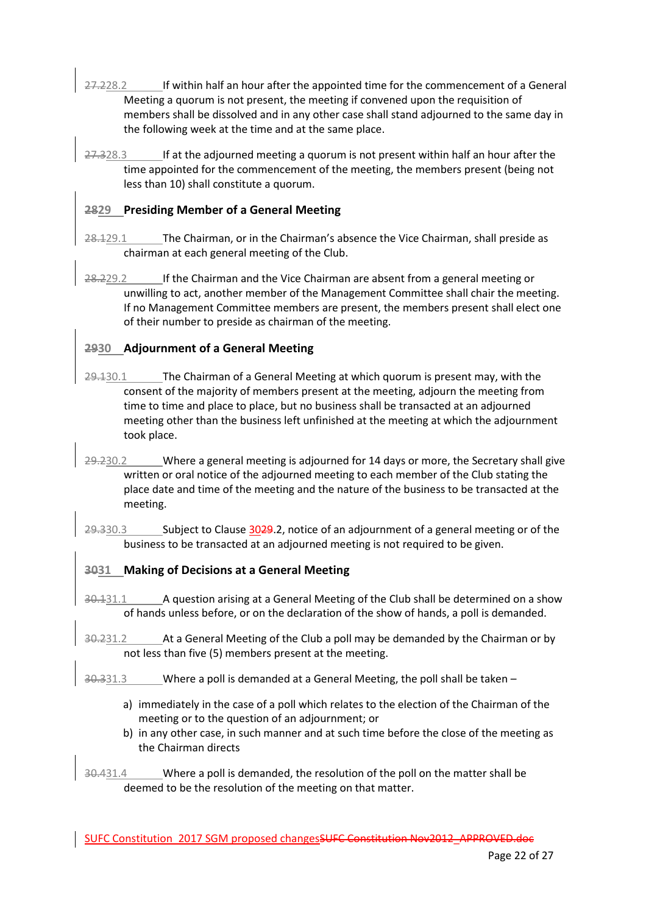~~27.2~~28.2 If within half an hour after the appointed time for the commencement of a General Meeting a quorum is not present, the meeting if convened upon the requisition of members shall be dissolved and in any other case shall stand adjourned to the same day in the following week at the time and at the same place.

~~27.3~~28.3 If at the adjourned meeting a quorum is not present within half an hour after the time appointed for the commencement of the meeting, the members present (being not less than 10) shall constitute a quorum.

## ~~28~~29 Presiding Member of a General Meeting

~~28.1~~29.1 The Chairman, or in the Chairman's absence the Vice Chairman, shall preside as chairman at each general meeting of the Club.

~~28.2~~29.2 If the Chairman and the Vice Chairman are absent from a general meeting or unwilling to act, another member of the Management Committee shall chair the meeting. If no Management Committee members are present, the members present shall elect one of their number to preside as chairman of the meeting.

## ~~29~~30 Adjournment of a General Meeting

~~29.1~~30.1 The Chairman of a General Meeting at which quorum is present may, with the consent of the majority of members present at the meeting, adjourn the meeting from time to time and place to place, but no business shall be transacted at an adjourned meeting other than the business left unfinished at the meeting at which the adjournment took place.

~~29.2~~30.2 Where a general meeting is adjourned for 14 days or more, the Secretary shall give written or oral notice of the adjourned meeting to each member of the Club stating the place date and time of the meeting and the nature of the business to be transacted at the meeting.

~~29.3~~30.3 Subject to Clause 30~~29~~.2, notice of an adjournment of a general meeting or of the business to be transacted at an adjourned meeting is not required to be given.

## ~~30~~31 Making of Decisions at a General Meeting

~~30.1~~31.1 A question arising at a General Meeting of the Club shall be determined on a show of hands unless before, or on the declaration of the show of hands, a poll is demanded.

~~30.2~~31.2 At a General Meeting of the Club a poll may be demanded by the Chairman or by not less than five (5) members present at the meeting.

~~30.3~~31.3 Where a poll is demanded at a General Meeting, the poll shall be taken –

a) immediately in the case of a poll which relates to the election of the Chairman of the meeting or to the question of an adjournment; or
b) in any other case, in such manner and at such time before the close of the meeting as the Chairman directs

~~30.4~~31.4 Where a poll is demanded, the resolution of the poll on the matter shall be deemed to be the resolution of the meeting on that matter.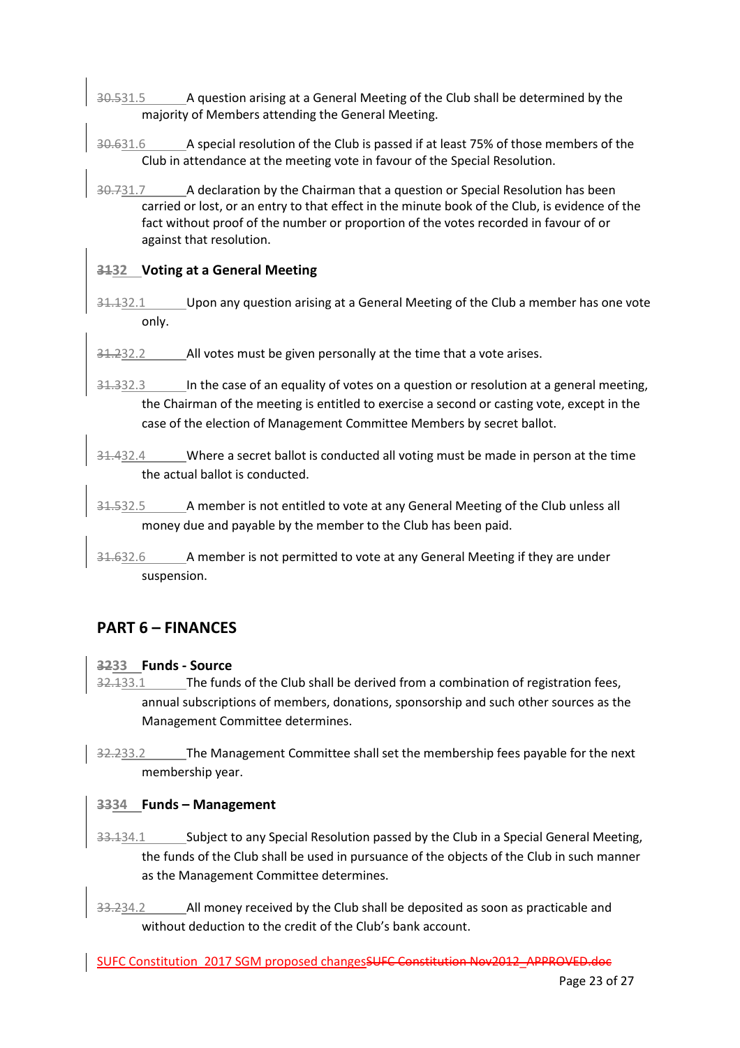30.531.5 A question arising at a General Meeting of the Club shall be determined by the majority of Members attending the General Meeting.

30.631.6 A special resolution of the Club is passed if at least 75% of those members of the Club in attendance at the meeting vote in favour of the Special Resolution.

30.731.7 A declaration by the Chairman that a question or Special Resolution has been carried or lost, or an entry to that effect in the minute book of the Club, is evidence of the fact without proof of the number or proportion of the votes recorded in favour of or against that resolution.

### 3132 Voting at a General Meeting

31.132.1 Upon any question arising at a General Meeting of the Club a member has one vote only.

31.232.2 All votes must be given personally at the time that a vote arises.

31.332.3 In the case of an equality of votes on a question or resolution at a general meeting, the Chairman of the meeting is entitled to exercise a second or casting vote, except in the case of the election of Management Committee Members by secret ballot.

31.432.4 Where a secret ballot is conducted all voting must be made in person at the time the actual ballot is conducted.

31.532.5 A member is not entitled to vote at any General Meeting of the Club unless all money due and payable by the member to the Club has been paid.

31.632.6 A member is not permitted to vote at any General Meeting if they are under suspension.

## PART 6 – FINANCES

### 3233 Funds - Source

32.133.1 The funds of the Club shall be derived from a combination of registration fees, annual subscriptions of members, donations, sponsorship and such other sources as the Management Committee determines.

32.233.2 The Management Committee shall set the membership fees payable for the next membership year.

### 3334 Funds – Management

33.134.1 Subject to any Special Resolution passed by the Club in a Special General Meeting, the funds of the Club shall be used in pursuance of the objects of the Club in such manner as the Management Committee determines.

33.234.2 All money received by the Club shall be deposited as soon as practicable and without deduction to the credit of the Club's bank account.

SUFC Constitution 2017 SGM proposed changesSUFC Constitution Nov2012_APPROVED.doc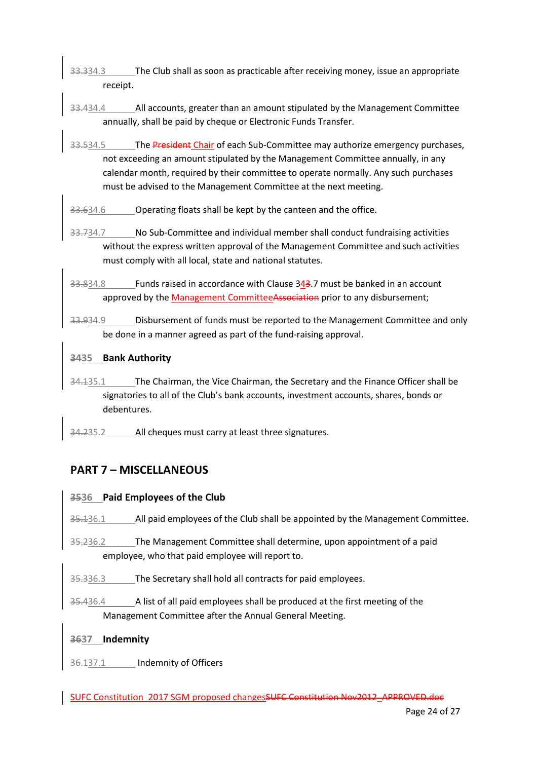~~33.3~~34.3 The Club shall as soon as practicable after receiving money, issue an appropriate receipt.

~~33.4~~34.4 All accounts, greater than an amount stipulated by the Management Committee annually, shall be paid by cheque or Electronic Funds Transfer.

~~33.5~~34.5 The ~~President~~ Chair of each Sub-Committee may authorize emergency purchases, not exceeding an amount stipulated by the Management Committee annually, in any calendar month, required by their committee to operate normally. Any such purchases must be advised to the Management Committee at the next meeting.

~~33.6~~34.6 Operating floats shall be kept by the canteen and the office.

~~33.7~~34.7 No Sub-Committee and individual member shall conduct fundraising activities without the express written approval of the Management Committee and such activities must comply with all local, state and national statutes.

~~33.8~~34.8 Funds raised in accordance with Clause 34~~3~~.7 must be banked in an account approved by the Management Committee~~Association~~ prior to any disbursement;

~~33.9~~34.9 Disbursement of funds must be reported to the Management Committee and only be done in a manner agreed as part of the fund-raising approval.

### ~~34~~35 Bank Authority

~~34.1~~35.1 The Chairman, the Vice Chairman, the Secretary and the Finance Officer shall be signatories to all of the Club's bank accounts, investment accounts, shares, bonds or debentures.

~~34.2~~35.2 All cheques must carry at least three signatures.

## PART 7 – MISCELLANEOUS

### ~~35~~36 Paid Employees of the Club

~~35.1~~36.1 All paid employees of the Club shall be appointed by the Management Committee.

~~35.2~~36.2 The Management Committee shall determine, upon appointment of a paid employee, who that paid employee will report to.

~~35.3~~36.3 The Secretary shall hold all contracts for paid employees.

~~35.4~~36.4 A list of all paid employees shall be produced at the first meeting of the Management Committee after the Annual General Meeting.

### ~~36~~37 Indemnity

~~36.1~~37.1 Indemnity of Officers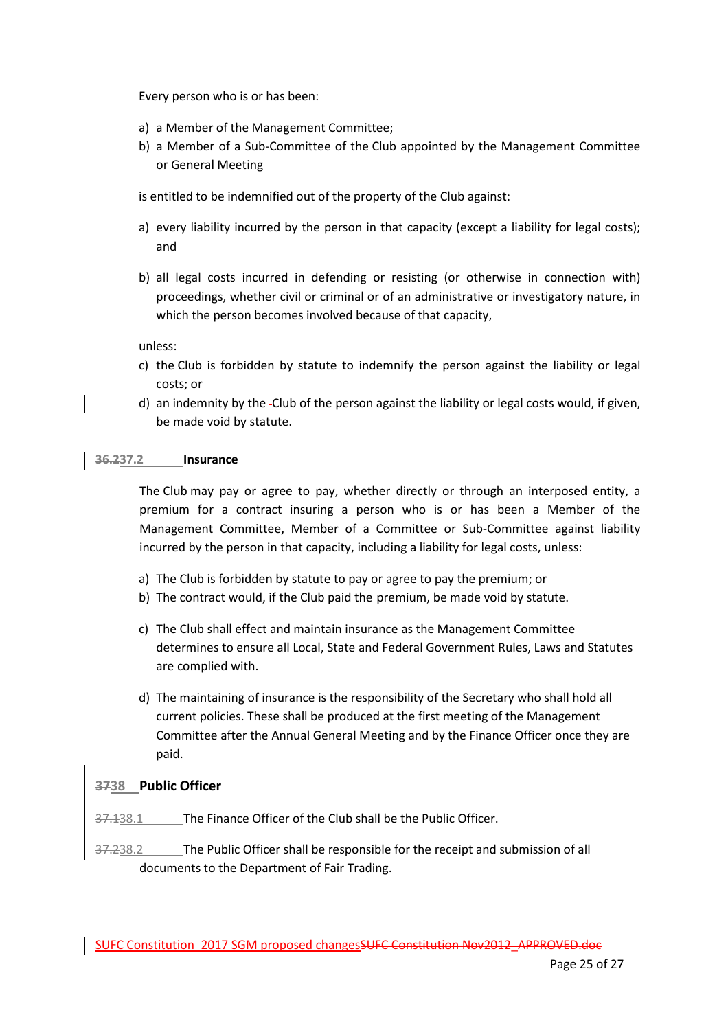Every person who is or has been:

a) a Member of the Management Committee;
b) a Member of a Sub-Committee of the Club appointed by the Management Committee or General Meeting

is entitled to be indemnified out of the property of the Club against:

a) every liability incurred by the person in that capacity (except a liability for legal costs); and

b) all legal costs incurred in defending or resisting (or otherwise in connection with) proceedings, whether civil or criminal or of an administrative or investigatory nature, in which the person becomes involved because of that capacity,

unless:

c) the Club is forbidden by statute to indemnify the person against the liability or legal costs; or
d) an indemnity by the Club of the person against the liability or legal costs would, if given, be made void by statute.

**~~36.2~~37.2 Insurance**

The Club may pay or agree to pay, whether directly or through an interposed entity, a premium for a contract insuring a person who is or has been a Member of the Management Committee, Member of a Committee or Sub-Committee against liability incurred by the person in that capacity, including a liability for legal costs, unless:

a) The Club is forbidden by statute to pay or agree to pay the premium; or
b) The contract would, if the Club paid the premium, be made void by statute.

c) The Club shall effect and maintain insurance as the Management Committee determines to ensure all Local, State and Federal Government Rules, Laws and Statutes are complied with.

d) The maintaining of insurance is the responsibility of the Secretary who shall hold all current policies. These shall be produced at the first meeting of the Management Committee after the Annual General Meeting and by the Finance Officer once they are paid.

## ~~37~~38 Public Officer

~~37.1~~38.1 The Finance Officer of the Club shall be the Public Officer.

~~37.2~~38.2 The Public Officer shall be responsible for the receipt and submission of all documents to the Department of Fair Trading.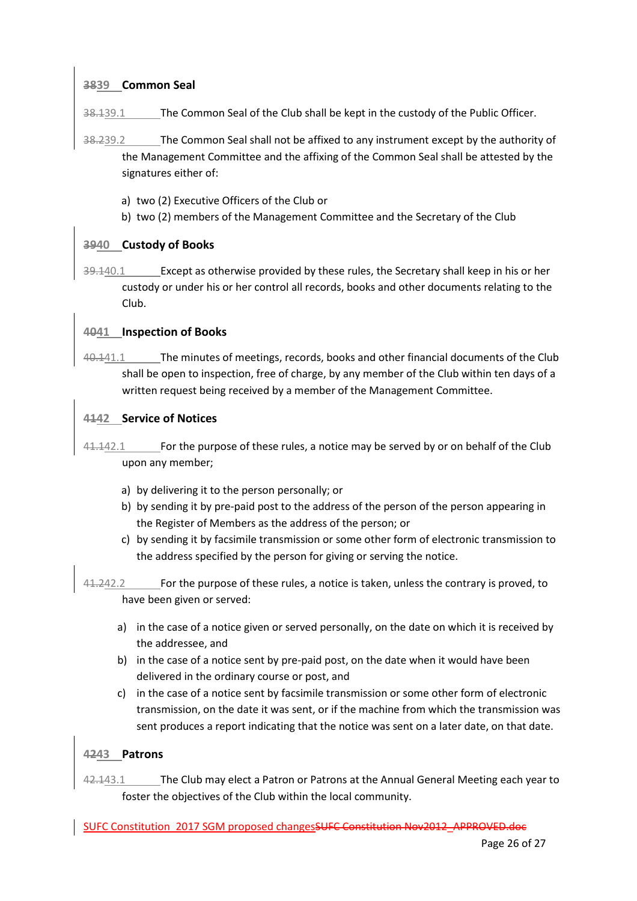## ~~38~~39 Common Seal

~~38.1~~39.1 The Common Seal of the Club shall be kept in the custody of the Public Officer.

~~38.2~~39.2 The Common Seal shall not be affixed to any instrument except by the authority of the Management Committee and the affixing of the Common Seal shall be attested by the signatures either of:

a) two (2) Executive Officers of the Club or
b) two (2) members of the Management Committee and the Secretary of the Club

## ~~39~~40 Custody of Books

~~39.1~~40.1 Except as otherwise provided by these rules, the Secretary shall keep in his or her custody or under his or her control all records, books and other documents relating to the Club.

## ~~40~~41 Inspection of Books

~~40.1~~41.1 The minutes of meetings, records, books and other financial documents of the Club shall be open to inspection, free of charge, by any member of the Club within ten days of a written request being received by a member of the Management Committee.

## ~~41~~42 Service of Notices

~~41.1~~42.1 For the purpose of these rules, a notice may be served by or on behalf of the Club upon any member;

a) by delivering it to the person personally; or
b) by sending it by pre-paid post to the address of the person of the person appearing in the Register of Members as the address of the person; or
c) by sending it by facsimile transmission or some other form of electronic transmission to the address specified by the person for giving or serving the notice.

~~41.2~~42.2 For the purpose of these rules, a notice is taken, unless the contrary is proved, to have been given or served:

a) in the case of a notice given or served personally, on the date on which it is received by the addressee, and
b) in the case of a notice sent by pre-paid post, on the date when it would have been delivered in the ordinary course or post, and
c) in the case of a notice sent by facsimile transmission or some other form of electronic transmission, on the date it was sent, or if the machine from which the transmission was sent produces a report indicating that the notice was sent on a later date, on that date.

## ~~42~~43 Patrons

~~42.1~~43.1 The Club may elect a Patron or Patrons at the Annual General Meeting each year to foster the objectives of the Club within the local community.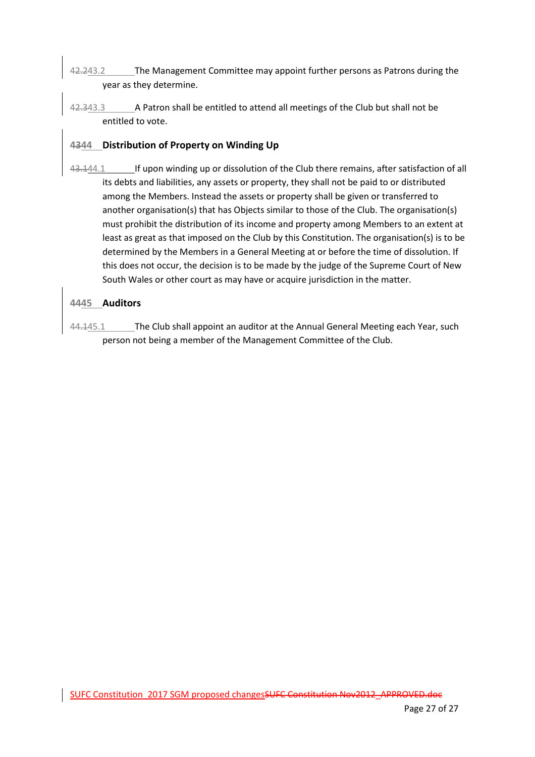42.243.2 The Management Committee may appoint further persons as Patrons during the year as they determine.

42.343.3 A Patron shall be entitled to attend all meetings of the Club but shall not be entitled to vote.

## 4344 Distribution of Property on Winding Up

43.144.1 If upon winding up or dissolution of the Club there remains, after satisfaction of all its debts and liabilities, any assets or property, they shall not be paid to or distributed among the Members. Instead the assets or property shall be given or transferred to another organisation(s) that has Objects similar to those of the Club. The organisation(s) must prohibit the distribution of its income and property among Members to an extent at least as great as that imposed on the Club by this Constitution. The organisation(s) is to be determined by the Members in a General Meeting at or before the time of dissolution. If this does not occur, the decision is to be made by the judge of the Supreme Court of New South Wales or other court as may have or acquire jurisdiction in the matter.

## 4445 Auditors

44.145.1 The Club shall appoint an auditor at the Annual General Meeting each Year, such person not being a member of the Management Committee of the Club.